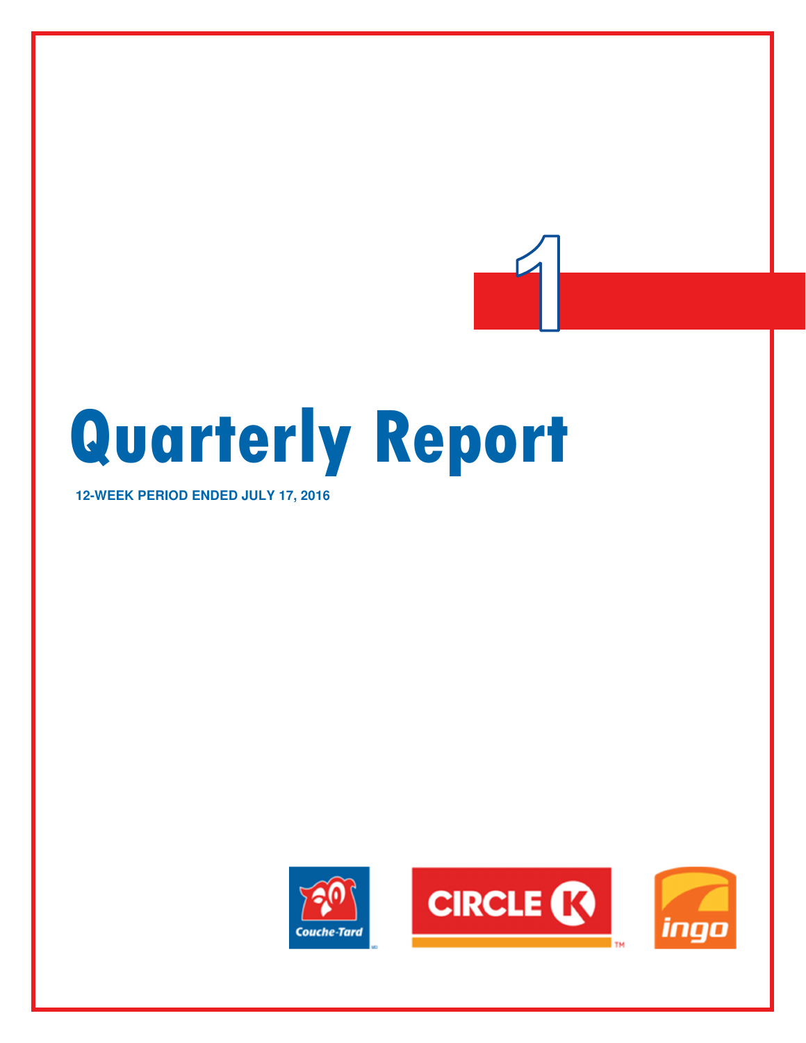1

# Quarterly Report

**12-WEEK PERIOD ENDED JULY 17, 2016**

Couche-Tard

CIRCLE K

ingo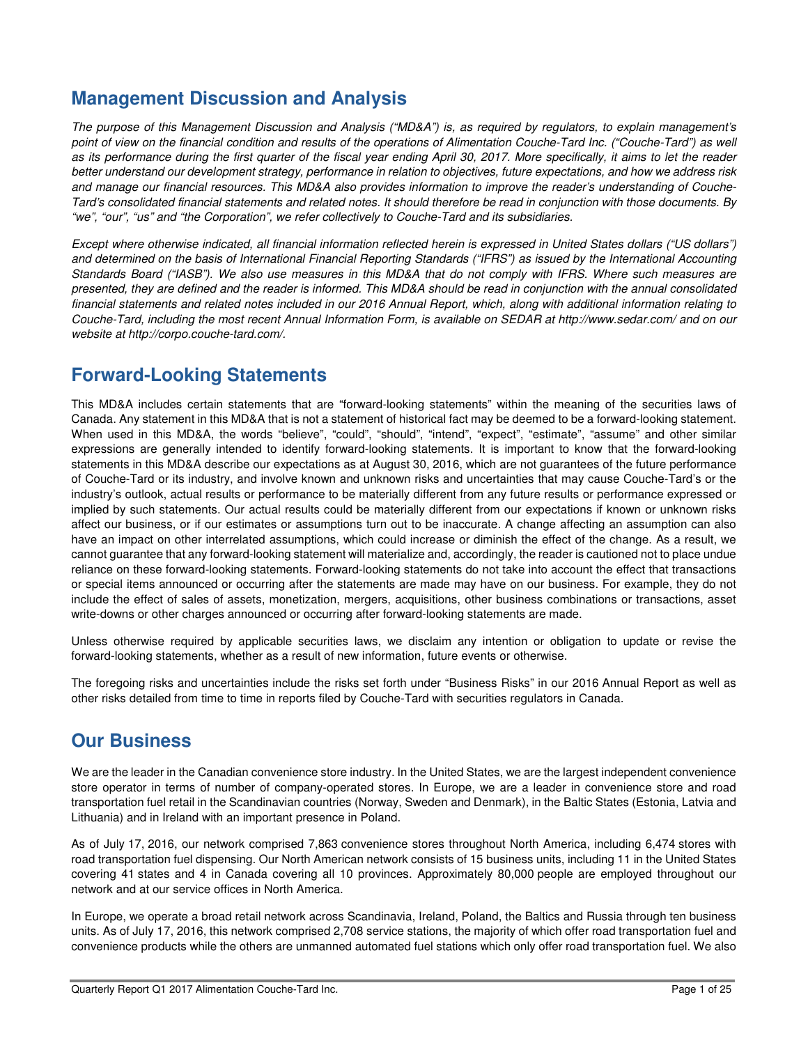# Management Discussion and Analysis

*The purpose of this Management Discussion and Analysis ("MD&A") is, as required by regulators, to explain management's point of view on the financial condition and results of the operations of Alimentation Couche-Tard Inc. ("Couche-Tard") as well as its performance during the first quarter of the fiscal year ending April 30, 2017. More specifically, it aims to let the reader better understand our development strategy, performance in relation to objectives, future expectations, and how we address risk and manage our financial resources. This MD&A also provides information to improve the reader's understanding of Couche-Tard's consolidated financial statements and related notes. It should therefore be read in conjunction with those documents. By "we", "our", "us" and "the Corporation", we refer collectively to Couche-Tard and its subsidiaries.*

*Except where otherwise indicated, all financial information reflected herein is expressed in United States dollars ("US dollars") and determined on the basis of International Financial Reporting Standards ("IFRS") as issued by the International Accounting Standards Board ("IASB"). We also use measures in this MD&A that do not comply with IFRS. Where such measures are presented, they are defined and the reader is informed. This MD&A should be read in conjunction with the annual consolidated financial statements and related notes included in our 2016 Annual Report, which, along with additional information relating to Couche-Tard, including the most recent Annual Information Form, is available on SEDAR at http://www.sedar.com/ and on our website at http://corpo.couche-tard.com/.*

# Forward-Looking Statements

This MD&A includes certain statements that are "forward-looking statements" within the meaning of the securities laws of Canada. Any statement in this MD&A that is not a statement of historical fact may be deemed to be a forward-looking statement. When used in this MD&A, the words "believe", "could", "should", "intend", "expect", "estimate", "assume" and other similar expressions are generally intended to identify forward-looking statements. It is important to know that the forward-looking statements in this MD&A describe our expectations as at August 30, 2016, which are not guarantees of the future performance of Couche-Tard or its industry, and involve known and unknown risks and uncertainties that may cause Couche-Tard's or the industry's outlook, actual results or performance to be materially different from any future results or performance expressed or implied by such statements. Our actual results could be materially different from our expectations if known or unknown risks affect our business, or if our estimates or assumptions turn out to be inaccurate. A change affecting an assumption can also have an impact on other interrelated assumptions, which could increase or diminish the effect of the change. As a result, we cannot guarantee that any forward-looking statement will materialize and, accordingly, the reader is cautioned not to place undue reliance on these forward-looking statements. Forward-looking statements do not take into account the effect that transactions or special items announced or occurring after the statements are made may have on our business. For example, they do not include the effect of sales of assets, monetization, mergers, acquisitions, other business combinations or transactions, asset write-downs or other charges announced or occurring after forward-looking statements are made.

Unless otherwise required by applicable securities laws, we disclaim any intention or obligation to update or revise the forward-looking statements, whether as a result of new information, future events or otherwise.

The foregoing risks and uncertainties include the risks set forth under "Business Risks" in our 2016 Annual Report as well as other risks detailed from time to time in reports filed by Couche-Tard with securities regulators in Canada.

# Our Business

We are the leader in the Canadian convenience store industry. In the United States, we are the largest independent convenience store operator in terms of number of company-operated stores. In Europe, we are a leader in convenience store and road transportation fuel retail in the Scandinavian countries (Norway, Sweden and Denmark), in the Baltic States (Estonia, Latvia and Lithuania) and in Ireland with an important presence in Poland.

As of July 17, 2016, our network comprised 7,863 convenience stores throughout North America, including 6,474 stores with road transportation fuel dispensing. Our North American network consists of 15 business units, including 11 in the United States covering 41 states and 4 in Canada covering all 10 provinces. Approximately 80,000 people are employed throughout our network and at our service offices in North America.

In Europe, we operate a broad retail network across Scandinavia, Ireland, Poland, the Baltics and Russia through ten business units. As of July 17, 2016, this network comprised 2,708 service stations, the majority of which offer road transportation fuel and convenience products while the others are unmanned automated fuel stations which only offer road transportation fuel. We also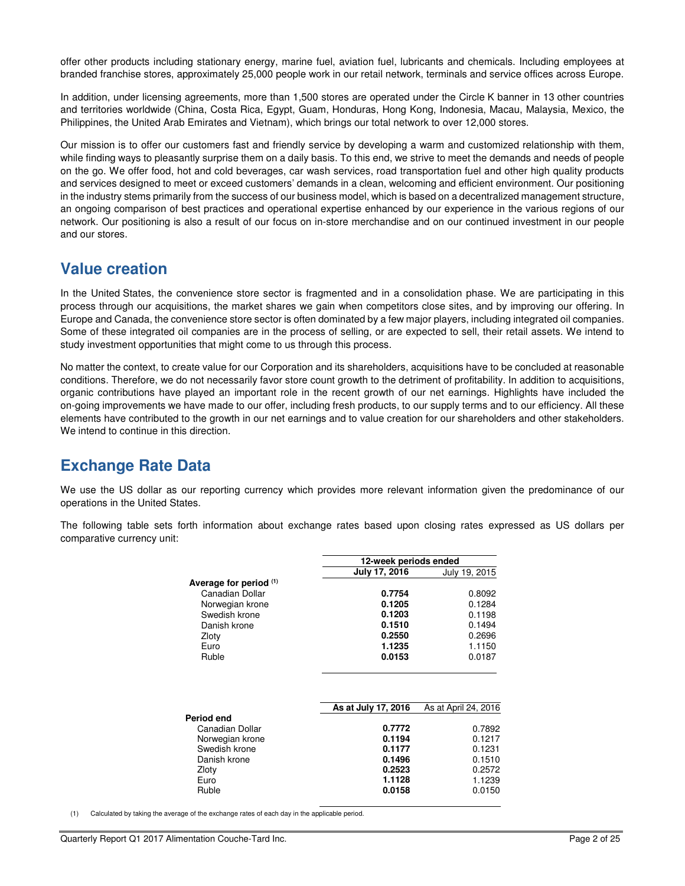offer other products including stationary energy, marine fuel, aviation fuel, lubricants and chemicals. Including employees at branded franchise stores, approximately 25,000 people work in our retail network, terminals and service offices across Europe.

In addition, under licensing agreements, more than 1,500 stores are operated under the Circle K banner in 13 other countries and territories worldwide (China, Costa Rica, Egypt, Guam, Honduras, Hong Kong, Indonesia, Macau, Malaysia, Mexico, the Philippines, the United Arab Emirates and Vietnam), which brings our total network to over 12,000 stores.

Our mission is to offer our customers fast and friendly service by developing a warm and customized relationship with them, while finding ways to pleasantly surprise them on a daily basis. To this end, we strive to meet the demands and needs of people on the go. We offer food, hot and cold beverages, car wash services, road transportation fuel and other high quality products and services designed to meet or exceed customers' demands in a clean, welcoming and efficient environment. Our positioning in the industry stems primarily from the success of our business model, which is based on a decentralized management structure, an ongoing comparison of best practices and operational expertise enhanced by our experience in the various regions of our network. Our positioning is also a result of our focus on in-store merchandise and on our continued investment in our people and our stores.

## Value creation

In the United States, the convenience store sector is fragmented and in a consolidation phase. We are participating in this process through our acquisitions, the market shares we gain when competitors close sites, and by improving our offering. In Europe and Canada, the convenience store sector is often dominated by a few major players, including integrated oil companies. Some of these integrated oil companies are in the process of selling, or are expected to sell, their retail assets. We intend to study investment opportunities that might come to us through this process.

No matter the context, to create value for our Corporation and its shareholders, acquisitions have to be concluded at reasonable conditions. Therefore, we do not necessarily favor store count growth to the detriment of profitability. In addition to acquisitions, organic contributions have played an important role in the recent growth of our net earnings. Highlights have included the on-going improvements we have made to our offer, including fresh products, to our supply terms and to our efficiency. All these elements have contributed to the growth in our net earnings and to value creation for our shareholders and other stakeholders. We intend to continue in this direction.

## Exchange Rate Data

We use the US dollar as our reporting currency which provides more relevant information given the predominance of our operations in the United States.

The following table sets forth information about exchange rates based upon closing rates expressed as US dollars per comparative currency unit:

| | 12-week periods ended | |
|---|---|---|
| | **July 17, 2016** | July 19, 2015 |
| **Average for period** [(1)] | | |
| Canadian Dollar | **0.7754** | 0.8092 |
| Norwegian krone | **0.1205** | 0.1284 |
| Swedish krone | **0.1203** | 0.1198 |
| Danish krone | **0.1510** | 0.1494 |
| Zloty | **0.2550** | 0.2696 |
| Euro | **1.1235** | 1.1150 |
| Ruble | **0.0153** | 0.0187 |

| | **As at July 17, 2016** | As at April 24, 2016 |
|---|---|---|
| **Period end** | | |
| Canadian Dollar | **0.7772** | 0.7892 |
| Norwegian krone | **0.1194** | 0.1217 |
| Swedish krone | **0.1177** | 0.1231 |
| Danish krone | **0.1496** | 0.1510 |
| Zloty | **0.2523** | 0.2572 |
| Euro | **1.1128** | 1.1239 |
| Ruble | **0.0158** | 0.0150 |

(1) Calculated by taking the average of the exchange rates of each day in the applicable period.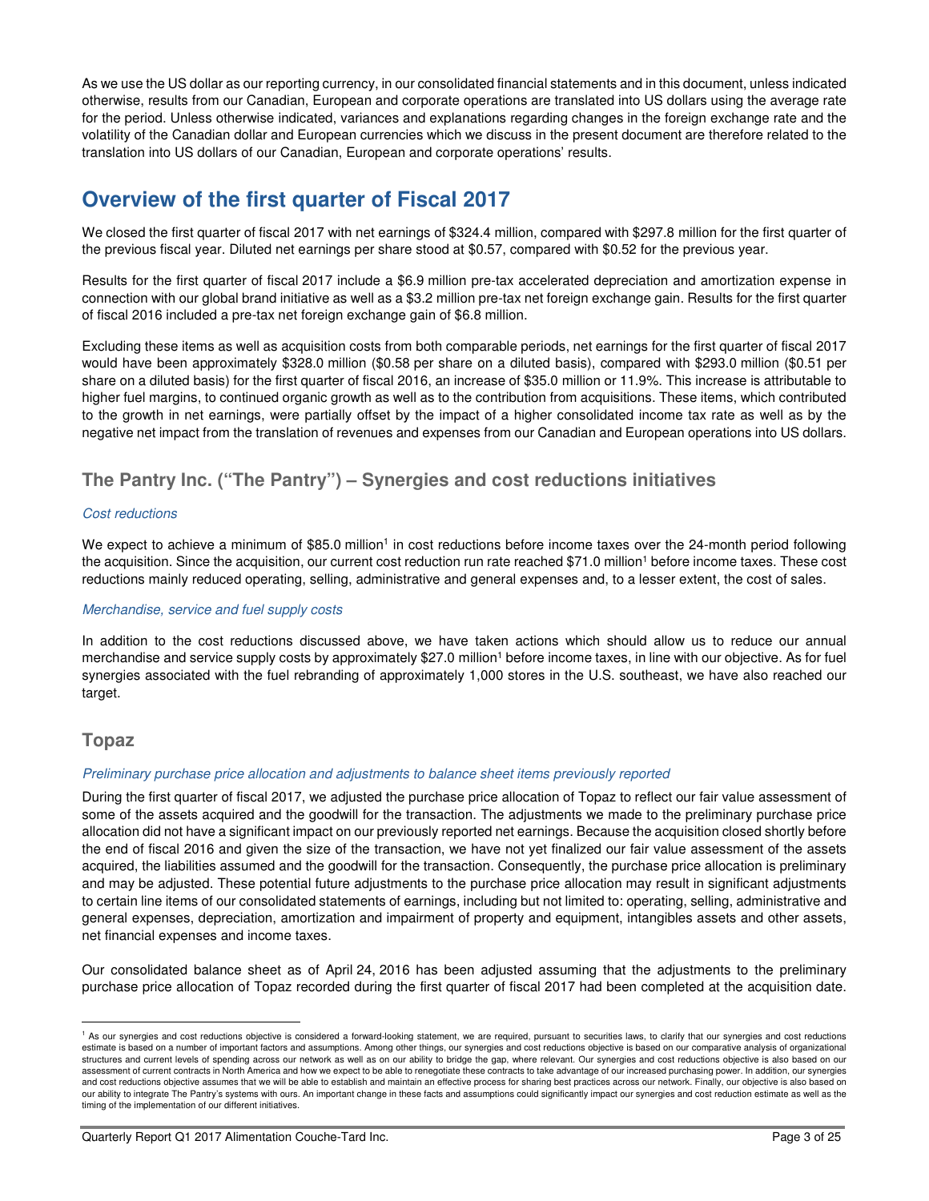As we use the US dollar as our reporting currency, in our consolidated financial statements and in this document, unless indicated otherwise, results from our Canadian, European and corporate operations are translated into US dollars using the average rate for the period. Unless otherwise indicated, variances and explanations regarding changes in the foreign exchange rate and the volatility of the Canadian dollar and European currencies which we discuss in the present document are therefore related to the translation into US dollars of our Canadian, European and corporate operations' results.

# Overview of the first quarter of Fiscal 2017

We closed the first quarter of fiscal 2017 with net earnings of $324.4 million, compared with $297.8 million for the first quarter of the previous fiscal year. Diluted net earnings per share stood at $0.57, compared with $0.52 for the previous year.

Results for the first quarter of fiscal 2017 include a $6.9 million pre-tax accelerated depreciation and amortization expense in connection with our global brand initiative as well as a $3.2 million pre-tax net foreign exchange gain. Results for the first quarter of fiscal 2016 included a pre-tax net foreign exchange gain of $6.8 million.

Excluding these items as well as acquisition costs from both comparable periods, net earnings for the first quarter of fiscal 2017 would have been approximately $328.0 million ($0.58 per share on a diluted basis), compared with $293.0 million ($0.51 per share on a diluted basis) for the first quarter of fiscal 2016, an increase of $35.0 million or 11.9%. This increase is attributable to higher fuel margins, to continued organic growth as well as to the contribution from acquisitions. These items, which contributed to the growth in net earnings, were partially offset by the impact of a higher consolidated income tax rate as well as by the negative net impact from the translation of revenues and expenses from our Canadian and European operations into US dollars.

## The Pantry Inc. ("The Pantry") – Synergies and cost reductions initiatives

*Cost reductions*

We expect to achieve a minimum of $85.0 million[1] in cost reductions before income taxes over the 24-month period following the acquisition. Since the acquisition, our current cost reduction run rate reached $71.0 million[1] before income taxes. These cost reductions mainly reduced operating, selling, administrative and general expenses and, to a lesser extent, the cost of sales.

*Merchandise, service and fuel supply costs*

In addition to the cost reductions discussed above, we have taken actions which should allow us to reduce our annual merchandise and service supply costs by approximately $27.0 million[1] before income taxes, in line with our objective. As for fuel synergies associated with the fuel rebranding of approximately 1,000 stores in the U.S. southeast, we have also reached our target.

## Topaz

*Preliminary purchase price allocation and adjustments to balance sheet items previously reported*

During the first quarter of fiscal 2017, we adjusted the purchase price allocation of Topaz to reflect our fair value assessment of some of the assets acquired and the goodwill for the transaction. The adjustments we made to the preliminary purchase price allocation did not have a significant impact on our previously reported net earnings. Because the acquisition closed shortly before the end of fiscal 2016 and given the size of the transaction, we have not yet finalized our fair value assessment of the assets acquired, the liabilities assumed and the goodwill for the transaction. Consequently, the purchase price allocation is preliminary and may be adjusted. These potential future adjustments to the purchase price allocation may result in significant adjustments to certain line items of our consolidated statements of earnings, including but not limited to: operating, selling, administrative and general expenses, depreciation, amortization and impairment of property and equipment, intangibles assets and other assets, net financial expenses and income taxes.

Our consolidated balance sheet as of April 24, 2016 has been adjusted assuming that the adjustments to the preliminary purchase price allocation of Topaz recorded during the first quarter of fiscal 2017 had been completed at the acquisition date.

[1] As our synergies and cost reductions objective is considered a forward-looking statement, we are required, pursuant to securities laws, to clarify that our synergies and cost reductions estimate is based on a number of important factors and assumptions. Among other things, our synergies and cost reductions objective is based on our comparative analysis of organizational structures and current levels of spending across our network as well as on our ability to bridge the gap, where relevant. Our synergies and cost reductions objective is also based on our assessment of current contracts in North America and how we expect to be able to renegotiate these contracts to take advantage of our increased purchasing power. In addition, our synergies and cost reductions objective assumes that we will be able to establish and maintain an effective process for sharing best practices across our network. Finally, our objective is also based on our ability to integrate The Pantry's systems with ours. An important change in these facts and assumptions could significantly impact our synergies and cost reduction estimate as well as the timing of the implementation of our different initiatives.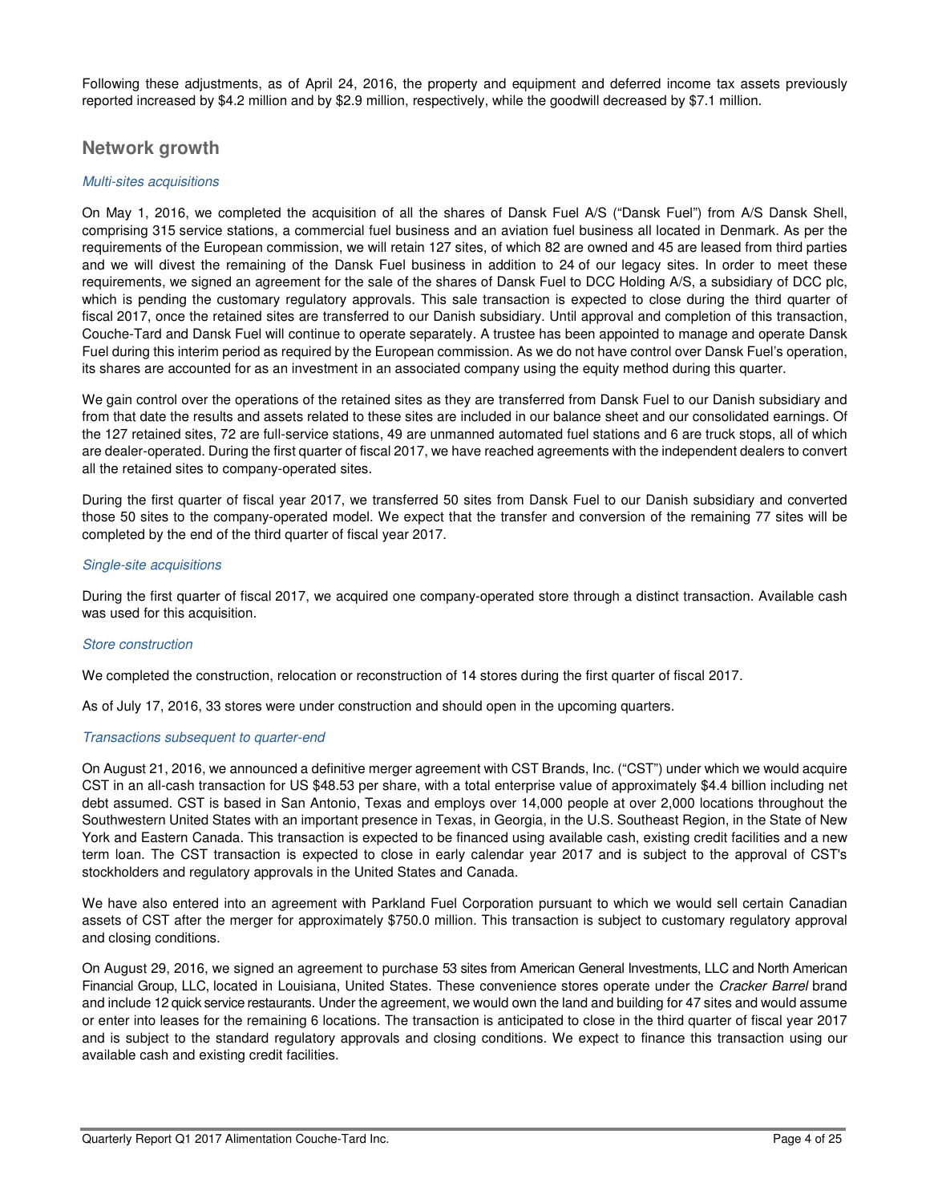Following these adjustments, as of April 24, 2016, the property and equipment and deferred income tax assets previously reported increased by $4.2 million and by $2.9 million, respectively, while the goodwill decreased by $7.1 million.

## Network growth

*Multi-sites acquisitions*

On May 1, 2016, we completed the acquisition of all the shares of Dansk Fuel A/S ("Dansk Fuel") from A/S Dansk Shell, comprising 315 service stations, a commercial fuel business and an aviation fuel business all located in Denmark. As per the requirements of the European commission, we will retain 127 sites, of which 82 are owned and 45 are leased from third parties and we will divest the remaining of the Dansk Fuel business in addition to 24 of our legacy sites. In order to meet these requirements, we signed an agreement for the sale of the shares of Dansk Fuel to DCC Holding A/S, a subsidiary of DCC plc, which is pending the customary regulatory approvals. This sale transaction is expected to close during the third quarter of fiscal 2017, once the retained sites are transferred to our Danish subsidiary. Until approval and completion of this transaction, Couche-Tard and Dansk Fuel will continue to operate separately. A trustee has been appointed to manage and operate Dansk Fuel during this interim period as required by the European commission. As we do not have control over Dansk Fuel's operation, its shares are accounted for as an investment in an associated company using the equity method during this quarter.

We gain control over the operations of the retained sites as they are transferred from Dansk Fuel to our Danish subsidiary and from that date the results and assets related to these sites are included in our balance sheet and our consolidated earnings. Of the 127 retained sites, 72 are full-service stations, 49 are unmanned automated fuel stations and 6 are truck stops, all of which are dealer-operated. During the first quarter of fiscal 2017, we have reached agreements with the independent dealers to convert all the retained sites to company-operated sites.

During the first quarter of fiscal year 2017, we transferred 50 sites from Dansk Fuel to our Danish subsidiary and converted those 50 sites to the company-operated model. We expect that the transfer and conversion of the remaining 77 sites will be completed by the end of the third quarter of fiscal year 2017.

*Single-site acquisitions*

During the first quarter of fiscal 2017, we acquired one company-operated store through a distinct transaction. Available cash was used for this acquisition.

*Store construction*

We completed the construction, relocation or reconstruction of 14 stores during the first quarter of fiscal 2017.

As of July 17, 2016, 33 stores were under construction and should open in the upcoming quarters.

*Transactions subsequent to quarter-end*

On August 21, 2016, we announced a definitive merger agreement with CST Brands, Inc. ("CST") under which we would acquire CST in an all-cash transaction for US $48.53 per share, with a total enterprise value of approximately $4.4 billion including net debt assumed. CST is based in San Antonio, Texas and employs over 14,000 people at over 2,000 locations throughout the Southwestern United States with an important presence in Texas, in Georgia, in the U.S. Southeast Region, in the State of New York and Eastern Canada. This transaction is expected to be financed using available cash, existing credit facilities and a new term loan. The CST transaction is expected to close in early calendar year 2017 and is subject to the approval of CST's stockholders and regulatory approvals in the United States and Canada.

We have also entered into an agreement with Parkland Fuel Corporation pursuant to which we would sell certain Canadian assets of CST after the merger for approximately $750.0 million. This transaction is subject to customary regulatory approval and closing conditions.

On August 29, 2016, we signed an agreement to purchase 53 sites from American General Investments, LLC and North American Financial Group, LLC, located in Louisiana, United States. These convenience stores operate under the *Cracker Barrel* brand and include 12 quick service restaurants. Under the agreement, we would own the land and building for 47 sites and would assume or enter into leases for the remaining 6 locations. The transaction is anticipated to close in the third quarter of fiscal year 2017 and is subject to the standard regulatory approvals and closing conditions. We expect to finance this transaction using our available cash and existing credit facilities.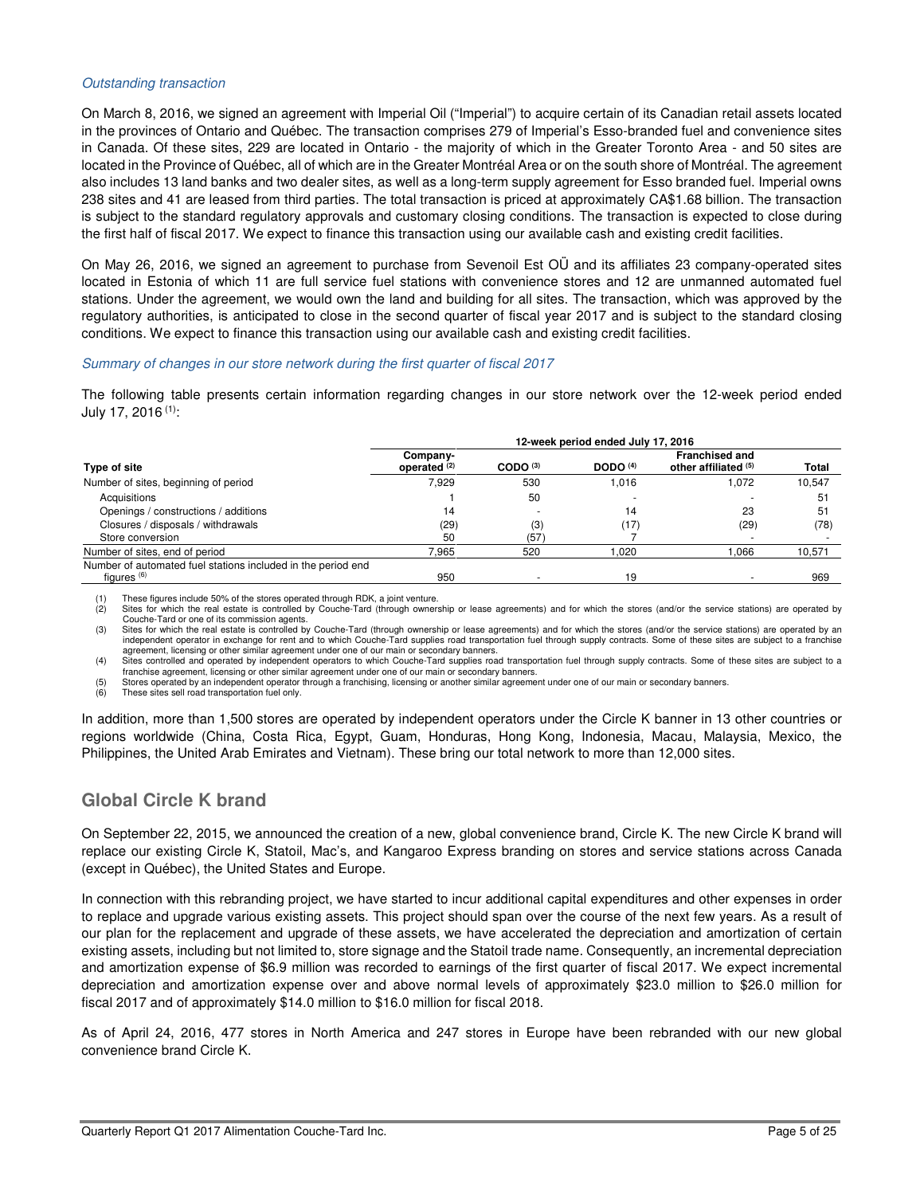*Outstanding transaction*

On March 8, 2016, we signed an agreement with Imperial Oil ("Imperial") to acquire certain of its Canadian retail assets located in the provinces of Ontario and Québec. The transaction comprises 279 of Imperial's Esso-branded fuel and convenience sites in Canada. Of these sites, 229 are located in Ontario - the majority of which in the Greater Toronto Area - and 50 sites are located in the Province of Québec, all of which are in the Greater Montréal Area or on the south shore of Montréal. The agreement also includes 13 land banks and two dealer sites, as well as a long-term supply agreement for Esso branded fuel. Imperial owns 238 sites and 41 are leased from third parties. The total transaction is priced at approximately CA$1.68 billion. The transaction is subject to the standard regulatory approvals and customary closing conditions. The transaction is expected to close during the first half of fiscal 2017. We expect to finance this transaction using our available cash and existing credit facilities.

On May 26, 2016, we signed an agreement to purchase from Sevenoil Est OÜ and its affiliates 23 company-operated sites located in Estonia of which 11 are full service fuel stations with convenience stores and 12 are unmanned automated fuel stations. Under the agreement, we would own the land and building for all sites. The transaction, which was approved by the regulatory authorities, is anticipated to close in the second quarter of fiscal year 2017 and is subject to the standard closing conditions. We expect to finance this transaction using our available cash and existing credit facilities.

*Summary of changes in our store network during the first quarter of fiscal 2017*

The following table presents certain information regarding changes in our store network over the 12-week period ended July 17, 2016 (1):

| | 12-week period ended July 17, 2016 | | | | |
|---|---|---|---|---|---|
| Type of site | Company-operated (2) | CODO (3) | DODO (4) | Franchised and other affiliated (5) | Total |
| Number of sites, beginning of period | 7,929 | 530 | 1,016 | 1,072 | 10,547 |
| Acquisitions | 1 | 50 | - | - | 51 |
| Openings / constructions / additions | 14 | - | 14 | 23 | 51 |
| Closures / disposals / withdrawals | (29) | (3) | (17) | (29) | (78) |
| Store conversion | 50 | (57) | 7 | - | - |
| Number of sites, end of period | 7,965 | 520 | 1,020 | 1,066 | 10,571 |
| Number of automated fuel stations included in the period end figures (6) | 950 | - | 19 | - | 969 |

(1) These figures include 50% of the stores operated through RDK, a joint venture.
(2) Sites for which the real estate is controlled by Couche-Tard (through ownership or lease agreements) and for which the stores (and/or the service stations) are operated by Couche-Tard or one of its commission agents.
(3) Sites for which the real estate is controlled by Couche-Tard (through ownership or lease agreements) and for which the stores (and/or the service stations) are operated by an independent operator in exchange for rent and to which Couche-Tard supplies road transportation fuel through supply contracts. Some of these sites are subject to a franchise agreement, licensing or other similar agreement under one of our main or secondary banners.
(4) Sites controlled and operated by independent operators to which Couche-Tard supplies road transportation fuel through supply contracts. Some of these sites are subject to a franchise agreement, licensing or other similar agreement under one of our main or secondary banners.
(5) Stores operated by an independent operator through a franchising, licensing or another similar agreement under one of our main or secondary banners.
(6) These sites sell road transportation fuel only.

In addition, more than 1,500 stores are operated by independent operators under the Circle K banner in 13 other countries or regions worldwide (China, Costa Rica, Egypt, Guam, Honduras, Hong Kong, Indonesia, Macau, Malaysia, Mexico, the Philippines, the United Arab Emirates and Vietnam). These bring our total network to more than 12,000 sites.

## Global Circle K brand

On September 22, 2015, we announced the creation of a new, global convenience brand, Circle K. The new Circle K brand will replace our existing Circle K, Statoil, Mac's, and Kangaroo Express branding on stores and service stations across Canada (except in Québec), the United States and Europe.

In connection with this rebranding project, we have started to incur additional capital expenditures and other expenses in order to replace and upgrade various existing assets. This project should span over the course of the next few years. As a result of our plan for the replacement and upgrade of these assets, we have accelerated the depreciation and amortization of certain existing assets, including but not limited to, store signage and the Statoil trade name. Consequently, an incremental depreciation and amortization expense of $6.9 million was recorded to earnings of the first quarter of fiscal 2017. We expect incremental depreciation and amortization expense over and above normal levels of approximately $23.0 million to $26.0 million for fiscal 2017 and of approximately $14.0 million to $16.0 million for fiscal 2018.

As of April 24, 2016, 477 stores in North America and 247 stores in Europe have been rebranded with our new global convenience brand Circle K.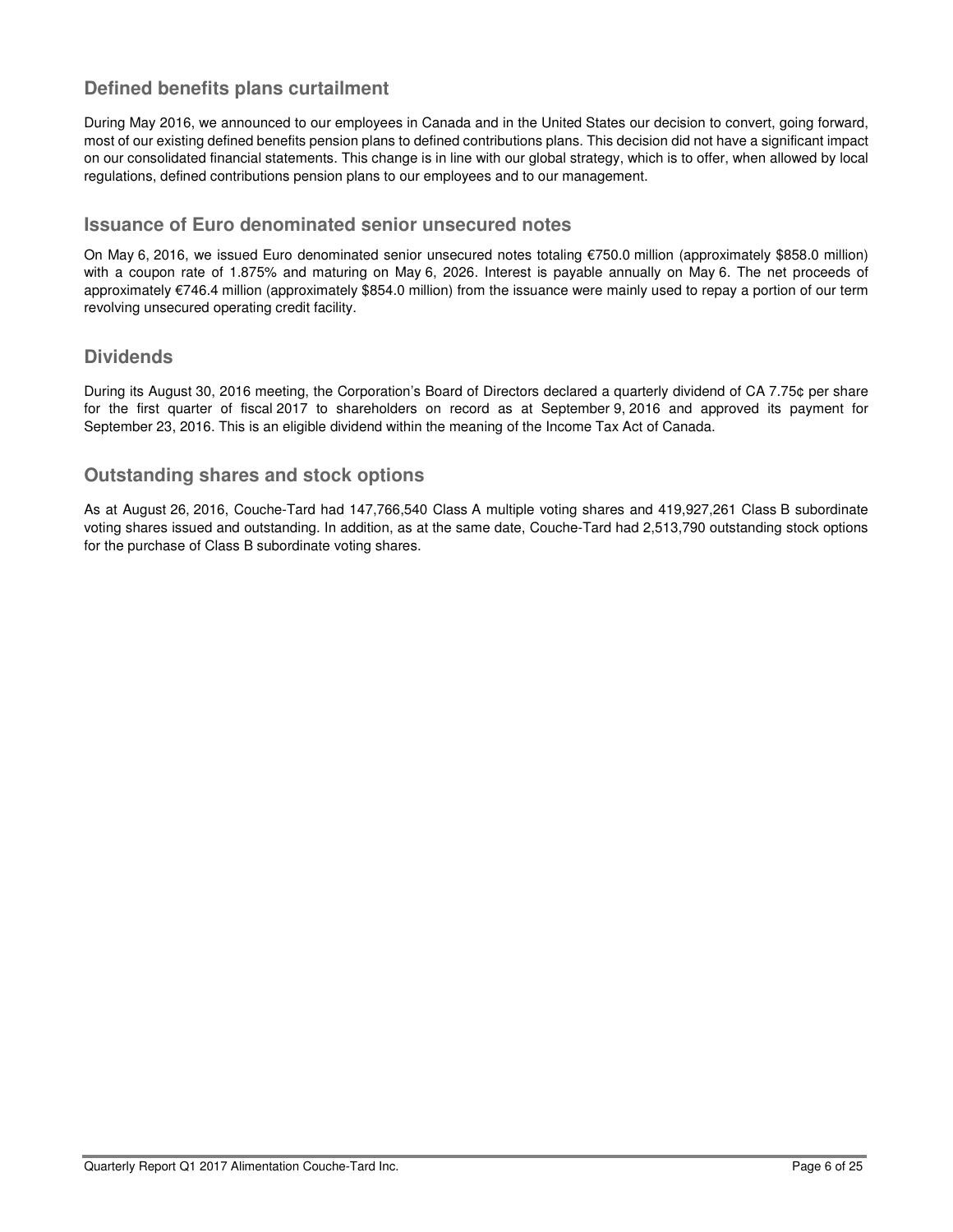## Defined benefits plans curtailment

During May 2016, we announced to our employees in Canada and in the United States our decision to convert, going forward, most of our existing defined benefits pension plans to defined contributions plans. This decision did not have a significant impact on our consolidated financial statements. This change is in line with our global strategy, which is to offer, when allowed by local regulations, defined contributions pension plans to our employees and to our management.

## Issuance of Euro denominated senior unsecured notes

On May 6, 2016, we issued Euro denominated senior unsecured notes totaling €750.0 million (approximately $858.0 million) with a coupon rate of 1.875% and maturing on May 6, 2026. Interest is payable annually on May 6. The net proceeds of approximately €746.4 million (approximately $854.0 million) from the issuance were mainly used to repay a portion of our term revolving unsecured operating credit facility.

## Dividends

During its August 30, 2016 meeting, the Corporation's Board of Directors declared a quarterly dividend of CA 7.75¢ per share for the first quarter of fiscal 2017 to shareholders on record as at September 9, 2016 and approved its payment for September 23, 2016. This is an eligible dividend within the meaning of the Income Tax Act of Canada.

## Outstanding shares and stock options

As at August 26, 2016, Couche-Tard had 147,766,540 Class A multiple voting shares and 419,927,261 Class B subordinate voting shares issued and outstanding. In addition, as at the same date, Couche-Tard had 2,513,790 outstanding stock options for the purchase of Class B subordinate voting shares.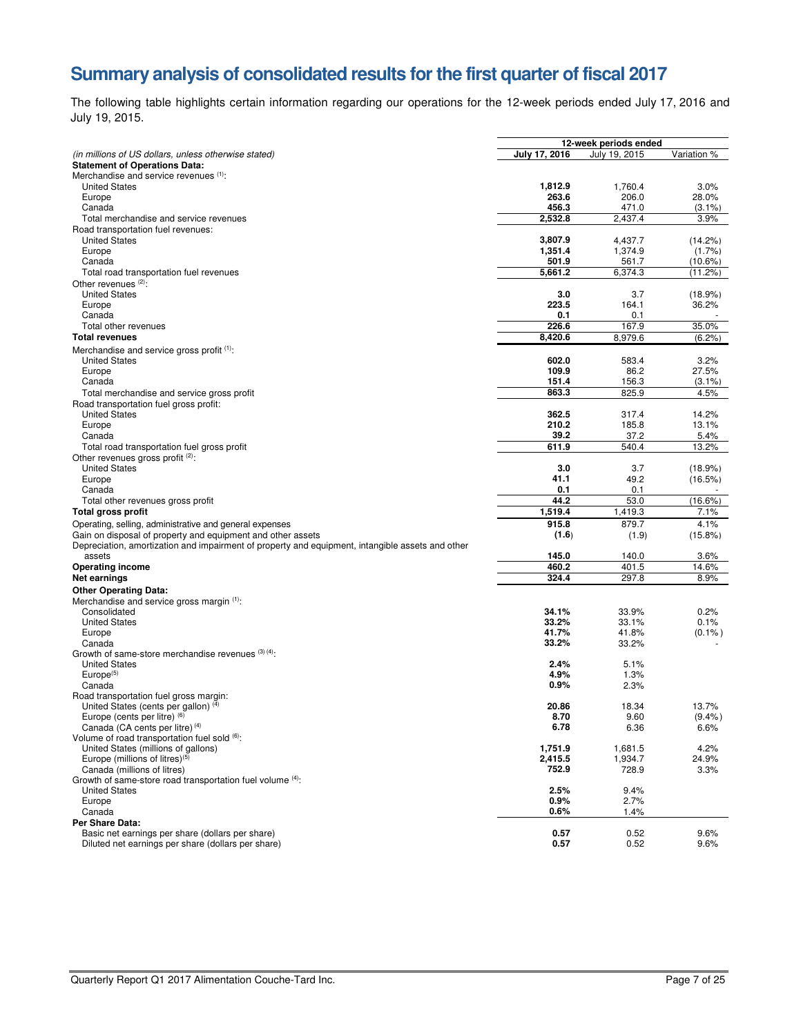# Summary analysis of consolidated results for the first quarter of fiscal 2017

The following table highlights certain information regarding our operations for the 12-week periods ended July 17, 2016 and July 19, 2015.

| *(in millions of US dollars, unless otherwise stated)* | 12-week periods ended | | |
|---|---|---|---|
| | **July 17, 2016** | July 19, 2015 | Variation % |
| **Statement of Operations Data:** | | | |
| Merchandise and service revenues [(1)]: | | | |
| United States | **1,812.9** | 1,760.4 | 3.0% |
| Europe | **263.6** | 206.0 | 28.0% |
| Canada | **456.3** | 471.0 | (3.1%) |
| Total merchandise and service revenues | **2,532.8** | 2,437.4 | 3.9% |
| Road transportation fuel revenues: | | | |
| United States | **3,807.9** | 4,437.7 | (14.2%) |
| Europe | **1,351.4** | 1,374.9 | (1.7%) |
| Canada | **501.9** | 561.7 | (10.6%) |
| Total road transportation fuel revenues | **5,661.2** | 6,374.3 | (11.2%) |
| Other revenues [(2)]: | | | |
| United States | **3.0** | 3.7 | (18.9%) |
| Europe | **223.5** | 164.1 | 36.2% |
| Canada | **0.1** | 0.1 | - |
| Total other revenues | **226.6** | 167.9 | 35.0% |
| **Total revenues** | **8,420.6** | 8,979.6 | (6.2%) |
| Merchandise and service gross profit [(1)]: | | | |
| United States | **602.0** | 583.4 | 3.2% |
| Europe | **109.9** | 86.2 | 27.5% |
| Canada | **151.4** | 156.3 | (3.1%) |
| Total merchandise and service gross profit | **863.3** | 825.9 | 4.5% |
| Road transportation fuel gross profit: | | | |
| United States | **362.5** | 317.4 | 14.2% |
| Europe | **210.2** | 185.8 | 13.1% |
| Canada | **39.2** | 37.2 | 5.4% |
| Total road transportation fuel gross profit | **611.9** | 540.4 | 13.2% |
| Other revenues gross profit [(2)]: | | | |
| United States | **3.0** | 3.7 | (18.9%) |
| Europe | **41.1** | 49.2 | (16.5%) |
| Canada | **0.1** | 0.1 | - |
| Total other revenues gross profit | **44.2** | 53.0 | (16.6%) |
| **Total gross profit** | **1,519.4** | 1,419.3 | 7.1% |
| Operating, selling, administrative and general expenses | **915.8** | 879.7 | 4.1% |
| Gain on disposal of property and equipment and other assets | **(1.6)** | (1.9) | (15.8%) |
| Depreciation, amortization and impairment of property and equipment, intangible assets and other assets | **145.0** | 140.0 | 3.6% |
| **Operating income** | **460.2** | 401.5 | 14.6% |
| **Net earnings** | **324.4** | 297.8 | 8.9% |
| **Other Operating Data:** | | | |
| Merchandise and service gross margin [(1)]: | | | |
| Consolidated | **34.1%** | 33.9% | 0.2% |
| United States | **33.2%** | 33.1% | 0.1% |
| Europe | **41.7%** | 41.8% | (0.1%) |
| Canada | **33.2%** | 33.2% | - |
| Growth of same-store merchandise revenues [(3) (4)]: | | | |
| United States | **2.4%** | 5.1% | |
| Europe[(5)] | **4.9%** | 1.3% | |
| Canada | **0.9%** | 2.3% | |
| Road transportation fuel gross margin: | | | |
| United States (cents per gallon) [(4)] | **20.86** | 18.34 | 13.7% |
| Europe (cents per litre) [(6)] | **8.70** | 9.60 | (9.4%) |
| Canada (CA cents per litre) [(4)] | **6.78** | 6.36 | 6.6% |
| Volume of road transportation fuel sold [(6)]: | | | |
| United States (millions of gallons) | **1,751.9** | 1,681.5 | 4.2% |
| Europe (millions of litres)[(5)] | **2,415.5** | 1,934.7 | 24.9% |
| Canada (millions of litres) | **752.9** | 728.9 | 3.3% |
| Growth of same-store road transportation fuel volume [(4)]: | | | |
| United States | **2.5%** | 9.4% | |
| Europe | **0.9%** | 2.7% | |
| Canada | **0.6%** | 1.4% | |
| **Per Share Data:** | | | |
| Basic net earnings per share (dollars per share) | **0.57** | 0.52 | 9.6% |
| Diluted net earnings per share (dollars per share) | **0.57** | 0.52 | 9.6% |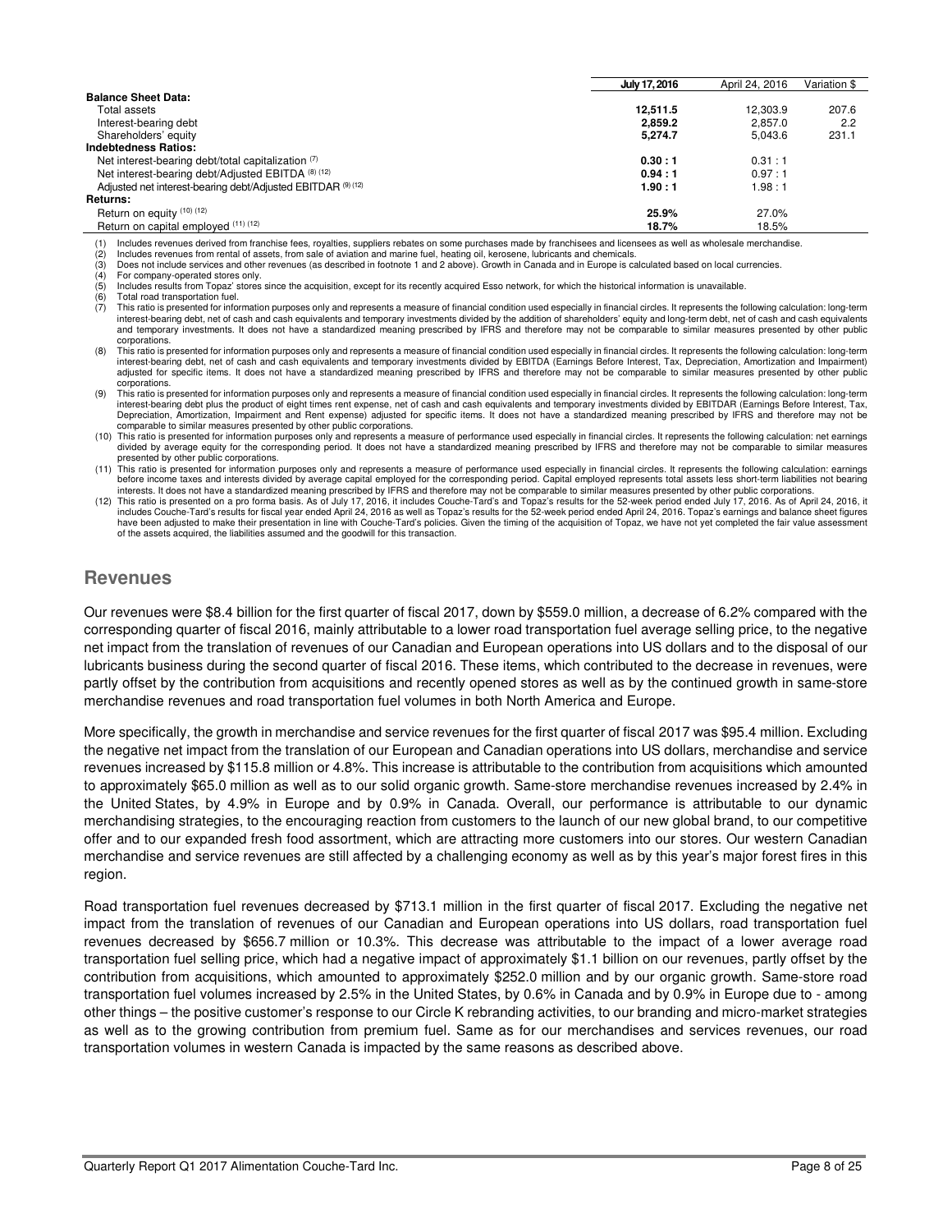| | July 17, 2016 | April 24, 2016 | Variation $ |
|---|---|---|---|
| **Balance Sheet Data:** | | | |
| Total assets | **12,511.5** | 12,303.9 | 207.6 |
| Interest-bearing debt | **2,859.2** | 2,857.0 | 2.2 |
| Shareholders' equity | **5,274.7** | 5,043.6 | 231.1 |
| **Indebtedness Ratios:** | | | |
| Net interest-bearing debt/total capitalization (7) | **0.30 : 1** | 0.31 : 1 | |
| Net interest-bearing debt/Adjusted EBITDA (8) (12) | **0.94 : 1** | 0.97 : 1 | |
| Adjusted net interest-bearing debt/Adjusted EBITDAR (9) (12) | **1.90 : 1** | 1.98 : 1 | |
| **Returns:** | | | |
| Return on equity (10) (12) | **25.9%** | 27.0% | |
| Return on capital employed (11) (12) | **18.7%** | 18.5% | |

(1) Includes revenues derived from franchise fees, royalties, suppliers rebates on some purchases made by franchisees and licensees as well as wholesale merchandise.
(2) Includes revenues from rental of assets, from sale of aviation and marine fuel, heating oil, kerosene, lubricants and chemicals.
(3) Does not include services and other revenues (as described in footnote 1 and 2 above). Growth in Canada and in Europe is calculated based on local currencies.
(4) For company-operated stores only.
(5) Includes results from Topaz' stores since the acquisition, except for its recently acquired Esso network, for which the historical information is unavailable.
(6) Total road transportation fuel.
(7) This ratio is presented for information purposes only and represents a measure of financial condition used especially in financial circles. It represents the following calculation: long-term interest-bearing debt, net of cash and cash equivalents and temporary investments divided by the addition of shareholders' equity and long-term debt, net of cash and cash equivalents and temporary investments. It does not have a standardized meaning prescribed by IFRS and therefore may not be comparable to similar measures presented by other public corporations.
(8) This ratio is presented for information purposes only and represents a measure of financial condition used especially in financial circles. It represents the following calculation: long-term interest-bearing debt, net of cash and cash equivalents and temporary investments divided by EBITDA (Earnings Before Interest, Tax, Depreciation, Amortization and Impairment) adjusted for specific items. It does not have a standardized meaning prescribed by IFRS and therefore may not be comparable to similar measures presented by other public corporations.
(9) This ratio is presented for information purposes only and represents a measure of financial condition used especially in financial circles. It represents the following calculation: long-term interest-bearing debt plus the product of eight times rent expense, net of cash and cash equivalents and temporary investments divided by EBITDAR (Earnings Before Interest, Tax, Depreciation, Amortization, Impairment and Rent expense) adjusted for specific items. It does not have a standardized meaning prescribed by IFRS and therefore may not be comparable to similar measures presented by other public corporations.
(10) This ratio is presented for information purposes only and represents a measure of performance used especially in financial circles. It represents the following calculation: net earnings divided by average equity for the corresponding period. It does not have a standardized meaning prescribed by IFRS and therefore may not be comparable to similar measures presented by other public corporations.
(11) This ratio is presented for information purposes only and represents a measure of performance used especially in financial circles. It represents the following calculation: earnings before income taxes and interests divided by average capital employed for the corresponding period. Capital employed represents total assets less short-term liabilities not bearing interests. It does not have a standardized meaning prescribed by IFRS and therefore may not be comparable to similar measures presented by other public corporations.
(12) This ratio is presented on a pro forma basis. As of July 17, 2016, it includes Couche-Tard's and Topaz's results for the 52-week period ended July 17, 2016. As of April 24, 2016, it includes Couche-Tard's results for fiscal year ended April 24, 2016 as well as Topaz's results for the 52-week period ended April 24, 2016. Topaz's earnings and balance sheet figures have been adjusted to make their presentation in line with Couche-Tard's policies. Given the timing of the acquisition of Topaz, we have not yet completed the fair value assessment of the assets acquired, the liabilities assumed and the goodwill for this transaction.

## Revenues

Our revenues were $8.4 billion for the first quarter of fiscal 2017, down by $559.0 million, a decrease of 6.2% compared with the corresponding quarter of fiscal 2016, mainly attributable to a lower road transportation fuel average selling price, to the negative net impact from the translation of revenues of our Canadian and European operations into US dollars and to the disposal of our lubricants business during the second quarter of fiscal 2016. These items, which contributed to the decrease in revenues, were partly offset by the contribution from acquisitions and recently opened stores as well as by the continued growth in same-store merchandise revenues and road transportation fuel volumes in both North America and Europe.

More specifically, the growth in merchandise and service revenues for the first quarter of fiscal 2017 was $95.4 million. Excluding the negative net impact from the translation of our European and Canadian operations into US dollars, merchandise and service revenues increased by $115.8 million or 4.8%. This increase is attributable to the contribution from acquisitions which amounted to approximately $65.0 million as well as to our solid organic growth. Same-store merchandise revenues increased by 2.4% in the United States, by 4.9% in Europe and by 0.9% in Canada. Overall, our performance is attributable to our dynamic merchandising strategies, to the encouraging reaction from customers to the launch of our new global brand, to our competitive offer and to our expanded fresh food assortment, which are attracting more customers into our stores. Our western Canadian merchandise and service revenues are still affected by a challenging economy as well as by this year's major forest fires in this region.

Road transportation fuel revenues decreased by $713.1 million in the first quarter of fiscal 2017. Excluding the negative net impact from the translation of revenues of our Canadian and European operations into US dollars, road transportation fuel revenues decreased by $656.7 million or 10.3%. This decrease was attributable to the impact of a lower average road transportation fuel selling price, which had a negative impact of approximately $1.1 billion on our revenues, partly offset by the contribution from acquisitions, which amounted to approximately $252.0 million and by our organic growth. Same-store road transportation fuel volumes increased by 2.5% in the United States, by 0.6% in Canada and by 0.9% in Europe due to - among other things – the positive customer's response to our Circle K rebranding activities, to our branding and micro-market strategies as well as to the growing contribution from premium fuel. Same as for our merchandises and services revenues, our road transportation volumes in western Canada is impacted by the same reasons as described above.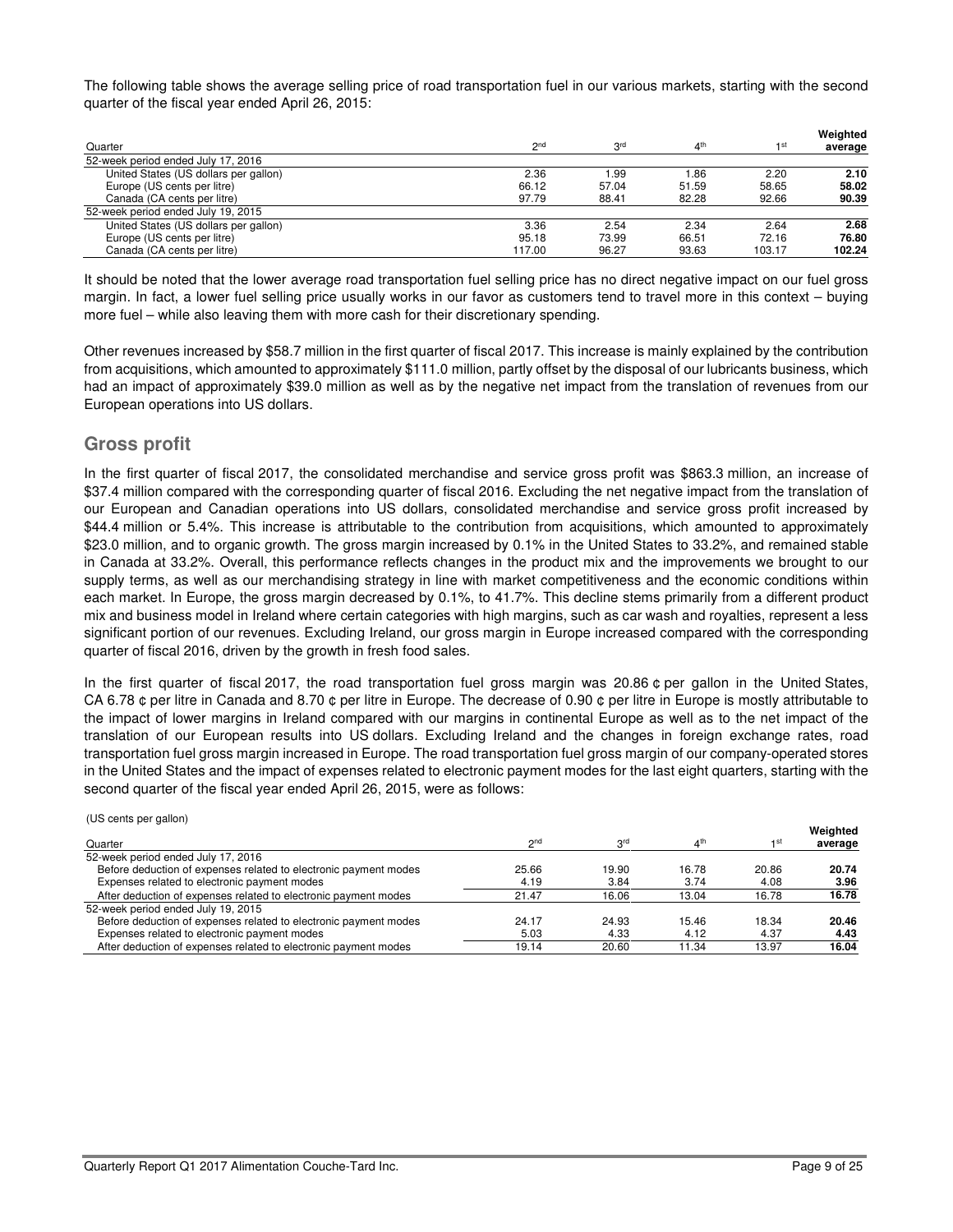The following table shows the average selling price of road transportation fuel in our various markets, starting with the second quarter of the fiscal year ended April 26, 2015:

| Quarter | 2nd | 3rd | 4th | 1st | **Weighted average** |
|---|---|---|---|---|---|
| 52-week period ended July 17, 2016 | | | | | |
| United States (US dollars per gallon) | 2.36 | 1.99 | 1.86 | 2.20 | **2.10** |
| Europe (US cents per litre) | 66.12 | 57.04 | 51.59 | 58.65 | **58.02** |
| Canada (CA cents per litre) | 97.79 | 88.41 | 82.28 | 92.66 | **90.39** |
| 52-week period ended July 19, 2015 | | | | | |
| United States (US dollars per gallon) | 3.36 | 2.54 | 2.34 | 2.64 | **2.68** |
| Europe (US cents per litre) | 95.18 | 73.99 | 66.51 | 72.16 | **76.80** |
| Canada (CA cents per litre) | 117.00 | 96.27 | 93.63 | 103.17 | **102.24** |

It should be noted that the lower average road transportation fuel selling price has no direct negative impact on our fuel gross margin. In fact, a lower fuel selling price usually works in our favor as customers tend to travel more in this context – buying more fuel – while also leaving them with more cash for their discretionary spending.

Other revenues increased by $58.7 million in the first quarter of fiscal 2017. This increase is mainly explained by the contribution from acquisitions, which amounted to approximately $111.0 million, partly offset by the disposal of our lubricants business, which had an impact of approximately $39.0 million as well as by the negative net impact from the translation of revenues from our European operations into US dollars.

## Gross profit

In the first quarter of fiscal 2017, the consolidated merchandise and service gross profit was $863.3 million, an increase of $37.4 million compared with the corresponding quarter of fiscal 2016. Excluding the net negative impact from the translation of our European and Canadian operations into US dollars, consolidated merchandise and service gross profit increased by $44.4 million or 5.4%. This increase is attributable to the contribution from acquisitions, which amounted to approximately $23.0 million, and to organic growth. The gross margin increased by 0.1% in the United States to 33.2%, and remained stable in Canada at 33.2%. Overall, this performance reflects changes in the product mix and the improvements we brought to our supply terms, as well as our merchandising strategy in line with market competitiveness and the economic conditions within each market. In Europe, the gross margin decreased by 0.1%, to 41.7%. This decline stems primarily from a different product mix and business model in Ireland where certain categories with high margins, such as car wash and royalties, represent a less significant portion of our revenues. Excluding Ireland, our gross margin in Europe increased compared with the corresponding quarter of fiscal 2016, driven by the growth in fresh food sales.

In the first quarter of fiscal 2017, the road transportation fuel gross margin was 20.86 ¢ per gallon in the United States, CA 6.78 ¢ per litre in Canada and 8.70 ¢ per litre in Europe. The decrease of 0.90 ¢ per litre in Europe is mostly attributable to the impact of lower margins in Ireland compared with our margins in continental Europe as well as to the net impact of the translation of our European results into US dollars. Excluding Ireland and the changes in foreign exchange rates, road transportation fuel gross margin increased in Europe. The road transportation fuel gross margin of our company-operated stores in the United States and the impact of expenses related to electronic payment modes for the last eight quarters, starting with the second quarter of the fiscal year ended April 26, 2015, were as follows:

(US cents per gallon)

| Quarter | 2nd | 3rd | 4th | 1st | **Weighted average** |
|---|---|---|---|---|---|
| 52-week period ended July 17, 2016 | | | | | |
| Before deduction of expenses related to electronic payment modes | 25.66 | 19.90 | 16.78 | 20.86 | **20.74** |
| Expenses related to electronic payment modes | 4.19 | 3.84 | 3.74 | 4.08 | **3.96** |
| After deduction of expenses related to electronic payment modes | 21.47 | 16.06 | 13.04 | 16.78 | **16.78** |
| 52-week period ended July 19, 2015 | | | | | |
| Before deduction of expenses related to electronic payment modes | 24.17 | 24.93 | 15.46 | 18.34 | **20.46** |
| Expenses related to electronic payment modes | 5.03 | 4.33 | 4.12 | 4.37 | **4.43** |
| After deduction of expenses related to electronic payment modes | 19.14 | 20.60 | 11.34 | 13.97 | **16.04** |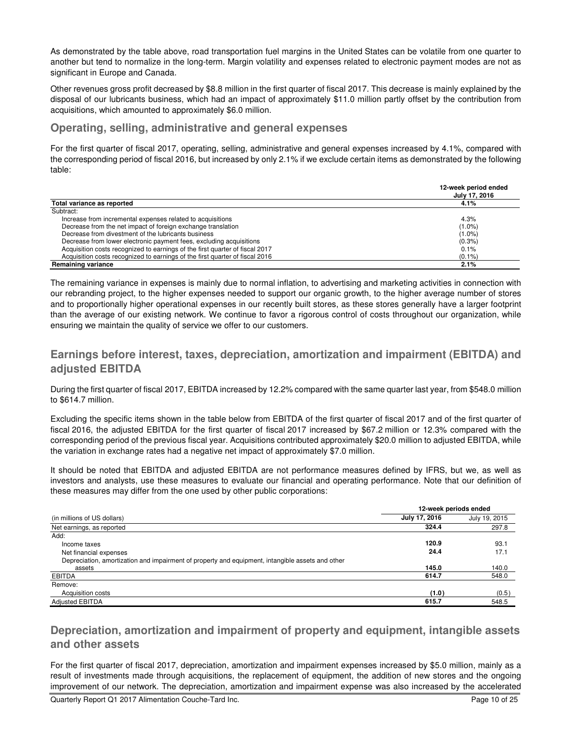As demonstrated by the table above, road transportation fuel margins in the United States can be volatile from one quarter to another but tend to normalize in the long-term. Margin volatility and expenses related to electronic payment modes are not as significant in Europe and Canada.

Other revenues gross profit decreased by $8.8 million in the first quarter of fiscal 2017. This decrease is mainly explained by the disposal of our lubricants business, which had an impact of approximately $11.0 million partly offset by the contribution from acquisitions, which amounted to approximately $6.0 million.

## Operating, selling, administrative and general expenses

For the first quarter of fiscal 2017, operating, selling, administrative and general expenses increased by 4.1%, compared with the corresponding period of fiscal 2016, but increased by only 2.1% if we exclude certain items as demonstrated by the following table:

| | 12-week period ended July 17, 2016 |
|---|---|
| **Total variance as reported** | **4.1%** |
| Subtract: | |
| Increase from incremental expenses related to acquisitions | 4.3% |
| Decrease from the net impact of foreign exchange translation | (1.0%) |
| Decrease from divestment of the lubricants business | (1.0%) |
| Decrease from lower electronic payment fees, excluding acquisitions | (0.3%) |
| Acquisition costs recognized to earnings of the first quarter of fiscal 2017 | 0.1% |
| Acquisition costs recognized to earnings of the first quarter of fiscal 2016 | (0.1%) |
| **Remaining variance** | **2.1%** |

The remaining variance in expenses is mainly due to normal inflation, to advertising and marketing activities in connection with our rebranding project, to the higher expenses needed to support our organic growth, to the higher average number of stores and to proportionally higher operational expenses in our recently built stores, as these stores generally have a larger footprint than the average of our existing network. We continue to favor a rigorous control of costs throughout our organization, while ensuring we maintain the quality of service we offer to our customers.

## Earnings before interest, taxes, depreciation, amortization and impairment (EBITDA) and adjusted EBITDA

During the first quarter of fiscal 2017, EBITDA increased by 12.2% compared with the same quarter last year, from $548.0 million to $614.7 million.

Excluding the specific items shown in the table below from EBITDA of the first quarter of fiscal 2017 and of the first quarter of fiscal 2016, the adjusted EBITDA for the first quarter of fiscal 2017 increased by $67.2 million or 12.3% compared with the corresponding period of the previous fiscal year. Acquisitions contributed approximately $20.0 million to adjusted EBITDA, while the variation in exchange rates had a negative net impact of approximately $7.0 million.

It should be noted that EBITDA and adjusted EBITDA are not performance measures defined by IFRS, but we, as well as investors and analysts, use these measures to evaluate our financial and operating performance. Note that our definition of these measures may differ from the one used by other public corporations:

| | 12-week periods ended | |
|---|---|---|
| (in millions of US dollars) | **July 17, 2016** | July 19, 2015 |
| Net earnings, as reported | **324.4** | 297.8 |
| Add: | | |
| Income taxes | **120.9** | 93.1 |
| Net financial expenses | **24.4** | 17.1 |
| Depreciation, amortization and impairment of property and equipment, intangible assets and other assets | **145.0** | 140.0 |
| EBITDA | **614.7** | 548.0 |
| Remove: | | |
| Acquisition costs | **(1.0)** | (0.5) |
| Adjusted EBITDA | **615.7** | 548.5 |

## Depreciation, amortization and impairment of property and equipment, intangible assets and other assets

For the first quarter of fiscal 2017, depreciation, amortization and impairment expenses increased by $5.0 million, mainly as a result of investments made through acquisitions, the replacement of equipment, the addition of new stores and the ongoing improvement of our network. The depreciation, amortization and impairment expense was also increased by the accelerated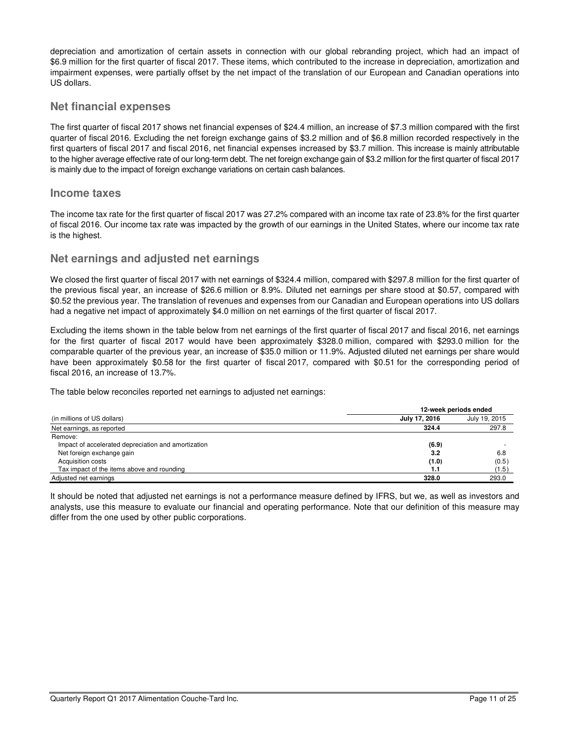depreciation and amortization of certain assets in connection with our global rebranding project, which had an impact of \$6.9 million for the first quarter of fiscal 2017. These items, which contributed to the increase in depreciation, amortization and impairment expenses, were partially offset by the net impact of the translation of our European and Canadian operations into US dollars.

## Net financial expenses

The first quarter of fiscal 2017 shows net financial expenses of \$24.4 million, an increase of \$7.3 million compared with the first quarter of fiscal 2016. Excluding the net foreign exchange gains of \$3.2 million and of \$6.8 million recorded respectively in the first quarters of fiscal 2017 and fiscal 2016, net financial expenses increased by \$3.7 million. This increase is mainly attributable to the higher average effective rate of our long-term debt. The net foreign exchange gain of \$3.2 million for the first quarter of fiscal 2017 is mainly due to the impact of foreign exchange variations on certain cash balances.

## Income taxes

The income tax rate for the first quarter of fiscal 2017 was 27.2% compared with an income tax rate of 23.8% for the first quarter of fiscal 2016. Our income tax rate was impacted by the growth of our earnings in the United States, where our income tax rate is the highest.

## Net earnings and adjusted net earnings

We closed the first quarter of fiscal 2017 with net earnings of \$324.4 million, compared with \$297.8 million for the first quarter of the previous fiscal year, an increase of \$26.6 million or 8.9%. Diluted net earnings per share stood at \$0.57, compared with \$0.52 the previous year. The translation of revenues and expenses from our Canadian and European operations into US dollars had a negative net impact of approximately \$4.0 million on net earnings of the first quarter of fiscal 2017.

Excluding the items shown in the table below from net earnings of the first quarter of fiscal 2017 and fiscal 2016, net earnings for the first quarter of fiscal 2017 would have been approximately \$328.0 million, compared with \$293.0 million for the comparable quarter of the previous year, an increase of \$35.0 million or 11.9%. Adjusted diluted net earnings per share would have been approximately \$0.58 for the first quarter of fiscal 2017, compared with \$0.51 for the corresponding period of fiscal 2016, an increase of 13.7%.

The table below reconciles reported net earnings to adjusted net earnings:

| | **12-week periods ended** | |
|---|---|---|
| (in millions of US dollars) | **July 17, 2016** | July 19, 2015 |
| Net earnings, as reported | **324.4** | 297.8 |
| Remove: | | |
| Impact of accelerated depreciation and amortization | **(6.9)** | - |
| Net foreign exchange gain | **3.2** | 6.8 |
| Acquisition costs | **(1.0)** | (0.5) |
| Tax impact of the items above and rounding | **1.1** | (1.5) |
| Adjusted net earnings | **328.0** | 293.0 |

It should be noted that adjusted net earnings is not a performance measure defined by IFRS, but we, as well as investors and analysts, use this measure to evaluate our financial and operating performance. Note that our definition of this measure may differ from the one used by other public corporations.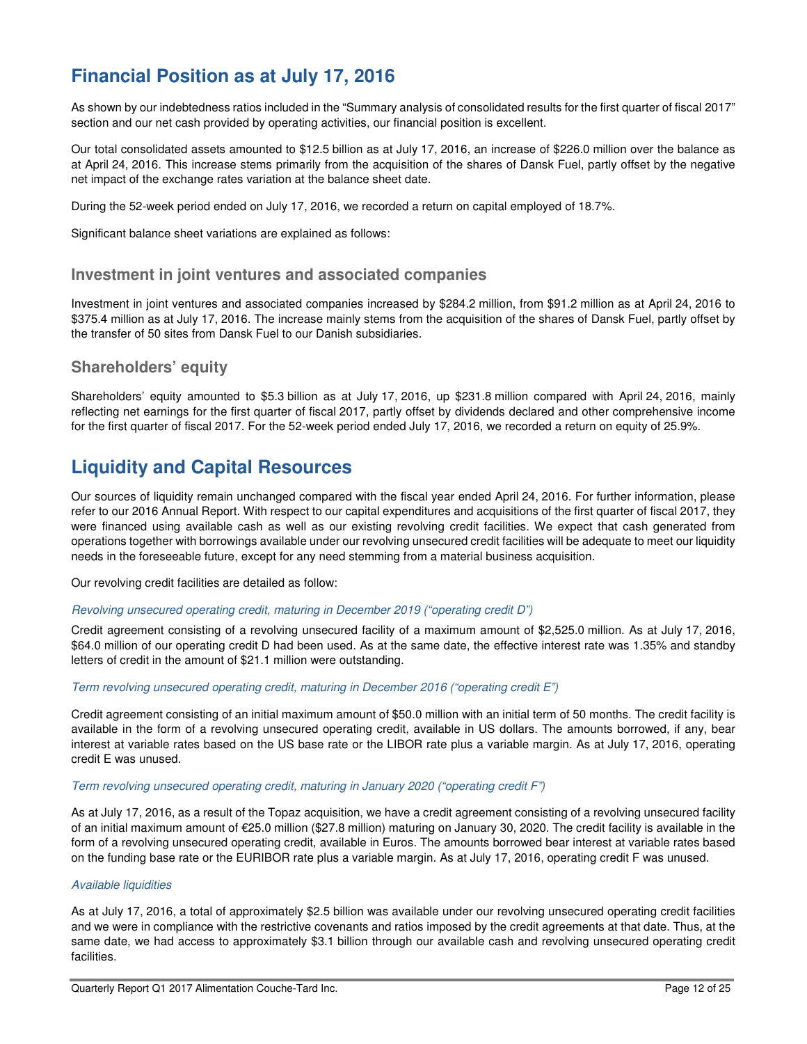# Financial Position as at July 17, 2016

As shown by our indebtedness ratios included in the "Summary analysis of consolidated results for the first quarter of fiscal 2017" section and our net cash provided by operating activities, our financial position is excellent.

Our total consolidated assets amounted to $12.5 billion as at July 17, 2016, an increase of $226.0 million over the balance as at April 24, 2016. This increase stems primarily from the acquisition of the shares of Dansk Fuel, partly offset by the negative net impact of the exchange rates variation at the balance sheet date.

During the 52-week period ended on July 17, 2016, we recorded a return on capital employed of 18.7%.

Significant balance sheet variations are explained as follows:

## Investment in joint ventures and associated companies

Investment in joint ventures and associated companies increased by $284.2 million, from $91.2 million as at April 24, 2016 to $375.4 million as at July 17, 2016. The increase mainly stems from the acquisition of the shares of Dansk Fuel, partly offset by the transfer of 50 sites from Dansk Fuel to our Danish subsidiaries.

## Shareholders' equity

Shareholders' equity amounted to $5.3 billion as at July 17, 2016, up $231.8 million compared with April 24, 2016, mainly reflecting net earnings for the first quarter of fiscal 2017, partly offset by dividends declared and other comprehensive income for the first quarter of fiscal 2017. For the 52-week period ended July 17, 2016, we recorded a return on equity of 25.9%.

# Liquidity and Capital Resources

Our sources of liquidity remain unchanged compared with the fiscal year ended April 24, 2016. For further information, please refer to our 2016 Annual Report. With respect to our capital expenditures and acquisitions of the first quarter of fiscal 2017, they were financed using available cash as well as our existing revolving credit facilities. We expect that cash generated from operations together with borrowings available under our revolving unsecured credit facilities will be adequate to meet our liquidity needs in the foreseeable future, except for any need stemming from a material business acquisition.

Our revolving credit facilities are detailed as follow:

*Revolving unsecured operating credit, maturing in December 2019 ("operating credit D")*

Credit agreement consisting of a revolving unsecured facility of a maximum amount of $2,525.0 million. As at July 17, 2016, $64.0 million of our operating credit D had been used. As at the same date, the effective interest rate was 1.35% and standby letters of credit in the amount of $21.1 million were outstanding.

*Term revolving unsecured operating credit, maturing in December 2016 ("operating credit E")*

Credit agreement consisting of an initial maximum amount of $50.0 million with an initial term of 50 months. The credit facility is available in the form of a revolving unsecured operating credit, available in US dollars. The amounts borrowed, if any, bear interest at variable rates based on the US base rate or the LIBOR rate plus a variable margin. As at July 17, 2016, operating credit E was unused.

*Term revolving unsecured operating credit, maturing in January 2020 ("operating credit F")*

As at July 17, 2016, as a result of the Topaz acquisition, we have a credit agreement consisting of a revolving unsecured facility of an initial maximum amount of €25.0 million ($27.8 million) maturing on January 30, 2020. The credit facility is available in the form of a revolving unsecured operating credit, available in Euros. The amounts borrowed bear interest at variable rates based on the funding base rate or the EURIBOR rate plus a variable margin. As at July 17, 2016, operating credit F was unused.

*Available liquidities*

As at July 17, 2016, a total of approximately $2.5 billion was available under our revolving unsecured operating credit facilities and we were in compliance with the restrictive covenants and ratios imposed by the credit agreements at that date. Thus, at the same date, we had access to approximately $3.1 billion through our available cash and revolving unsecured operating credit facilities.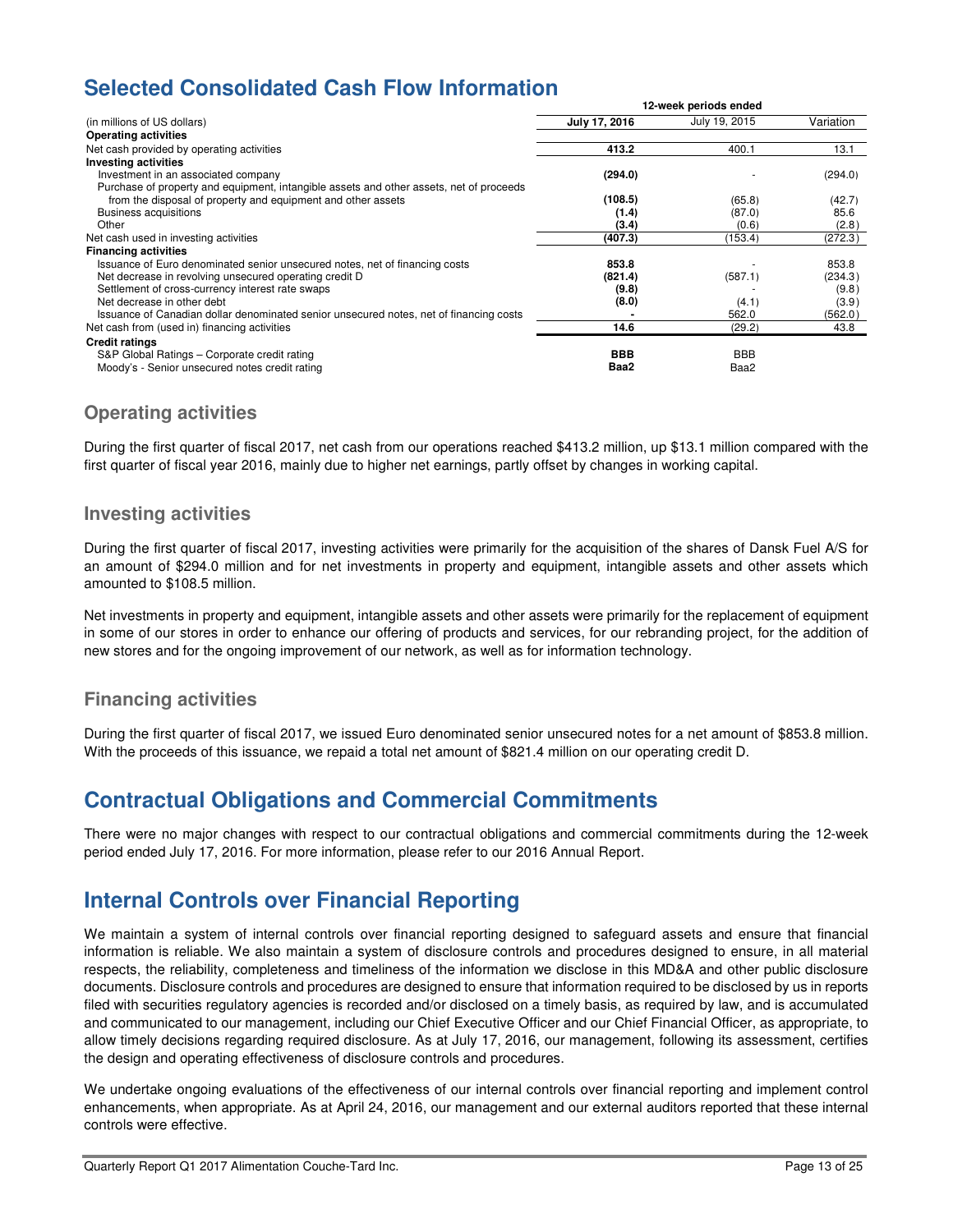# Selected Consolidated Cash Flow Information

| (in millions of US dollars) | 12-week periods ended | | |
|---|---|---|---|
| | **July 17, 2016** | July 19, 2015 | Variation |
| **Operating activities** | | | |
| Net cash provided by operating activities | **413.2** | 400.1 | 13.1 |
| **Investing activities** | | | |
| Investment in an associated company | **(294.0)** | - | (294.0) |
| Purchase of property and equipment, intangible assets and other assets, net of proceeds from the disposal of property and equipment and other assets | **(108.5)** | (65.8) | (42.7) |
| Business acquisitions | **(1.4)** | (87.0) | 85.6 |
| Other | **(3.4)** | (0.6) | (2.8) |
| Net cash used in investing activities | **(407.3)** | (153.4) | (272.3) |
| **Financing activities** | | | |
| Issuance of Euro denominated senior unsecured notes, net of financing costs | **853.8** | - | 853.8 |
| Net decrease in revolving unsecured operating credit D | **(821.4)** | (587.1) | (234.3) |
| Settlement of cross-currency interest rate swaps | **(9.8)** | - | (9.8) |
| Net decrease in other debt | **(8.0)** | (4.1) | (3.9) |
| Issuance of Canadian dollar denominated senior unsecured notes, net of financing costs | **-** | 562.0 | (562.0) |
| Net cash from (used in) financing activities | **14.6** | (29.2) | 43.8 |
| **Credit ratings** | | | |
| S&P Global Ratings – Corporate credit rating | **BBB** | BBB | |
| Moody's - Senior unsecured notes credit rating | **Baa2** | Baa2 | |

## Operating activities

During the first quarter of fiscal 2017, net cash from our operations reached $413.2 million, up $13.1 million compared with the first quarter of fiscal year 2016, mainly due to higher net earnings, partly offset by changes in working capital.

## Investing activities

During the first quarter of fiscal 2017, investing activities were primarily for the acquisition of the shares of Dansk Fuel A/S for an amount of $294.0 million and for net investments in property and equipment, intangible assets and other assets which amounted to $108.5 million.

Net investments in property and equipment, intangible assets and other assets were primarily for the replacement of equipment in some of our stores in order to enhance our offering of products and services, for our rebranding project, for the addition of new stores and for the ongoing improvement of our network, as well as for information technology.

## Financing activities

During the first quarter of fiscal 2017, we issued Euro denominated senior unsecured notes for a net amount of $853.8 million. With the proceeds of this issuance, we repaid a total net amount of $821.4 million on our operating credit D.

# Contractual Obligations and Commercial Commitments

There were no major changes with respect to our contractual obligations and commercial commitments during the 12-week period ended July 17, 2016. For more information, please refer to our 2016 Annual Report.

# Internal Controls over Financial Reporting

We maintain a system of internal controls over financial reporting designed to safeguard assets and ensure that financial information is reliable. We also maintain a system of disclosure controls and procedures designed to ensure, in all material respects, the reliability, completeness and timeliness of the information we disclose in this MD&A and other public disclosure documents. Disclosure controls and procedures are designed to ensure that information required to be disclosed by us in reports filed with securities regulatory agencies is recorded and/or disclosed on a timely basis, as required by law, and is accumulated and communicated to our management, including our Chief Executive Officer and our Chief Financial Officer, as appropriate, to allow timely decisions regarding required disclosure. As at July 17, 2016, our management, following its assessment, certifies the design and operating effectiveness of disclosure controls and procedures.

We undertake ongoing evaluations of the effectiveness of our internal controls over financial reporting and implement control enhancements, when appropriate. As at April 24, 2016, our management and our external auditors reported that these internal controls were effective.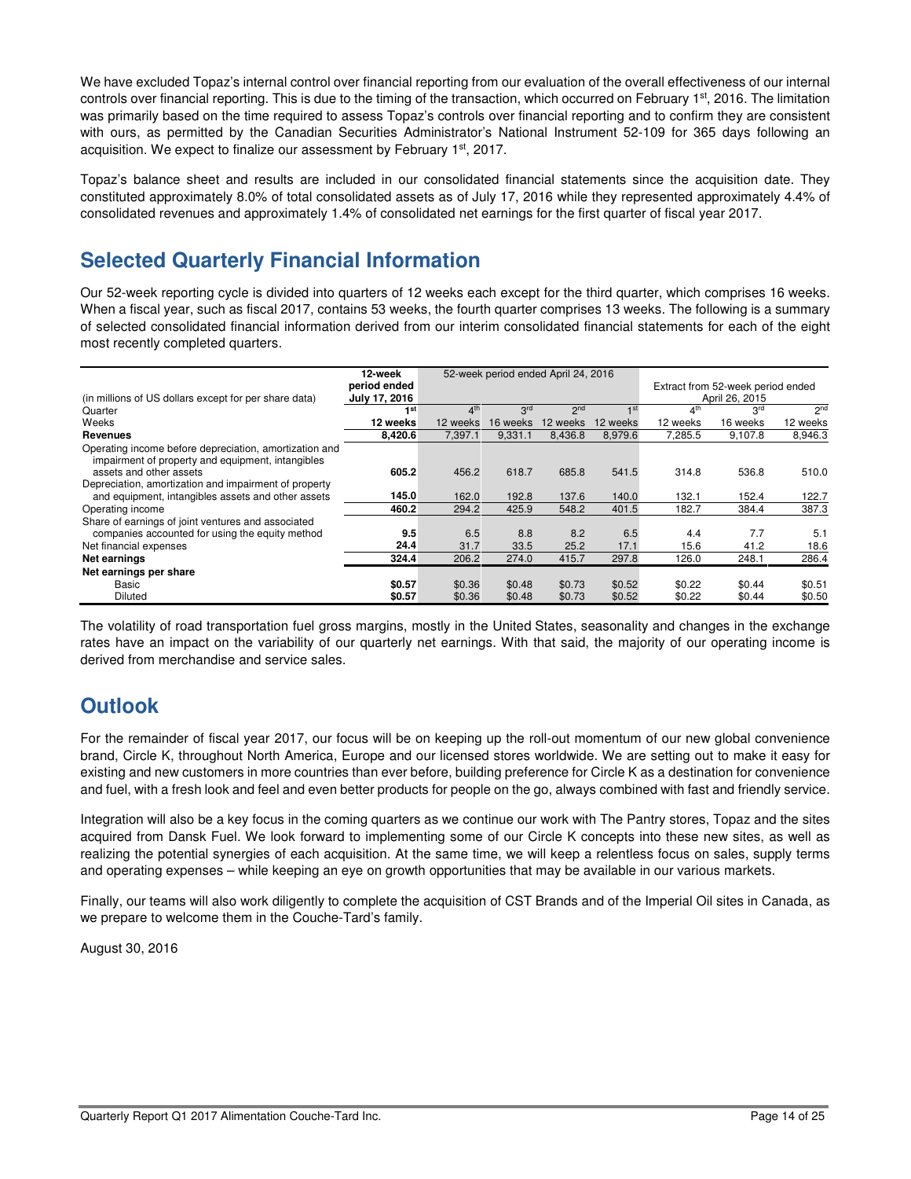We have excluded Topaz's internal control over financial reporting from our evaluation of the overall effectiveness of our internal controls over financial reporting. This is due to the timing of the transaction, which occurred on February 1st, 2016. The limitation was primarily based on the time required to assess Topaz's controls over financial reporting and to confirm they are consistent with ours, as permitted by the Canadian Securities Administrator's National Instrument 52-109 for 365 days following an acquisition. We expect to finalize our assessment by February 1st, 2017.

Topaz's balance sheet and results are included in our consolidated financial statements since the acquisition date. They constituted approximately 8.0% of total consolidated assets as of July 17, 2016 while they represented approximately 4.4% of consolidated revenues and approximately 1.4% of consolidated net earnings for the first quarter of fiscal year 2017.

## Selected Quarterly Financial Information

Our 52-week reporting cycle is divided into quarters of 12 weeks each except for the third quarter, which comprises 16 weeks. When a fiscal year, such as fiscal 2017, contains 53 weeks, the fourth quarter comprises 13 weeks. The following is a summary of selected consolidated financial information derived from our interim consolidated financial statements for each of the eight most recently completed quarters.

| (in millions of US dollars except for per share data) | 12-week period ended July 17, 2016 | 52-week period ended April 24, 2016 | | | | Extract from 52-week period ended April 26, 2015 | | |
|---|---|---|---|---|---|---|---|---|
| Quarter | **1st** | 4th | 3rd | 2nd | 1st | 4th | 3rd | 2nd |
| Weeks | **12 weeks** | 12 weeks | 16 weeks | 12 weeks | 12 weeks | 12 weeks | 16 weeks | 12 weeks |
| **Revenues** | **8,420.6** | 7,397.1 | 9,331.1 | 8,436.8 | 8,979.6 | 7,285.5 | 9,107.8 | 8,946.3 |
| Operating income before depreciation, amortization and impairment of property and equipment, intangibles assets and other assets | **605.2** | 456.2 | 618.7 | 685.8 | 541.5 | 314.8 | 536.8 | 510.0 |
| Depreciation, amortization and impairment of property and equipment, intangibles assets and other assets | **145.0** | 162.0 | 192.8 | 137.6 | 140.0 | 132.1 | 152.4 | 122.7 |
| Operating income | **460.2** | 294.2 | 425.9 | 548.2 | 401.5 | 182.7 | 384.4 | 387.3 |
| Share of earnings of joint ventures and associated companies accounted for using the equity method | **9.5** | 6.5 | 8.8 | 8.2 | 6.5 | 4.4 | 7.7 | 5.1 |
| Net financial expenses | **24.4** | 31.7 | 33.5 | 25.2 | 17.1 | 15.6 | 41.2 | 18.6 |
| **Net earnings** | **324.4** | 206.2 | 274.0 | 415.7 | 297.8 | 126.0 | 248.1 | 286.4 |
| **Net earnings per share** | | | | | | | | |
| Basic | **$0.57** | $0.36 | $0.48 | $0.73 | $0.52 | $0.22 | $0.44 | $0.51 |
| Diluted | **$0.57** | $0.36 | $0.48 | $0.73 | $0.52 | $0.22 | $0.44 | $0.50 |

The volatility of road transportation fuel gross margins, mostly in the United States, seasonality and changes in the exchange rates have an impact on the variability of our quarterly net earnings. With that said, the majority of our operating income is derived from merchandise and service sales.

## Outlook

For the remainder of fiscal year 2017, our focus will be on keeping up the roll-out momentum of our new global convenience brand, Circle K, throughout North America, Europe and our licensed stores worldwide. We are setting out to make it easy for existing and new customers in more countries than ever before, building preference for Circle K as a destination for convenience and fuel, with a fresh look and feel and even better products for people on the go, always combined with fast and friendly service.

Integration will also be a key focus in the coming quarters as we continue our work with The Pantry stores, Topaz and the sites acquired from Dansk Fuel. We look forward to implementing some of our Circle K concepts into these new sites, as well as realizing the potential synergies of each acquisition. At the same time, we will keep a relentless focus on sales, supply terms and operating expenses – while keeping an eye on growth opportunities that may be available in our various markets.

Finally, our teams will also work diligently to complete the acquisition of CST Brands and of the Imperial Oil sites in Canada, as we prepare to welcome them in the Couche-Tard's family.

August 30, 2016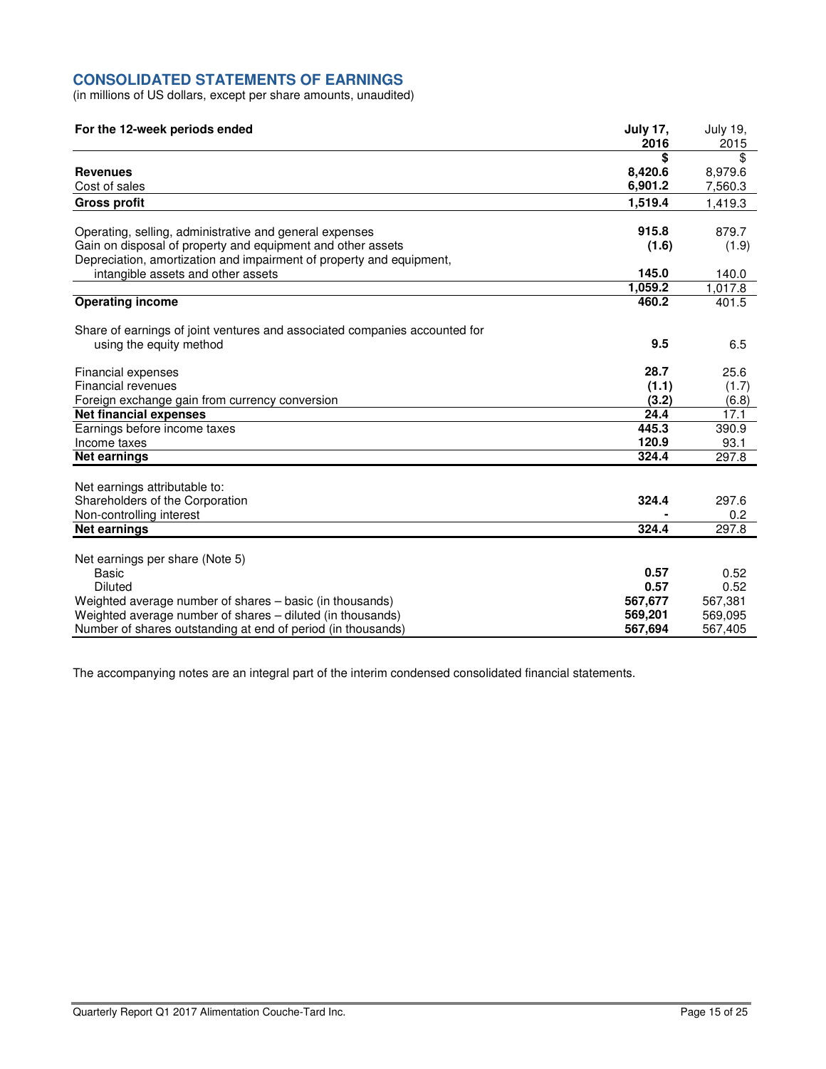## CONSOLIDATED STATEMENTS OF EARNINGS

(in millions of US dollars, except per share amounts, unaudited)

| For the 12-week periods ended | July 17, 2016 | July 19, 2015 |
|---|---|---|
| | $ | $ |
| **Revenues** | **8,420.6** | 8,979.6 |
| Cost of sales | **6,901.2** | 7,560.3 |
| **Gross profit** | **1,519.4** | 1,419.3 |
| | | |
| Operating, selling, administrative and general expenses | **915.8** | 879.7 |
| Gain on disposal of property and equipment and other assets | **(1.6)** | (1.9) |
| Depreciation, amortization and impairment of property and equipment, intangible assets and other assets | **145.0** | 140.0 |
| | **1,059.2** | 1,017.8 |
| **Operating income** | **460.2** | 401.5 |
| | | |
| Share of earnings of joint ventures and associated companies accounted for using the equity method | **9.5** | 6.5 |
| | | |
| Financial expenses | **28.7** | 25.6 |
| Financial revenues | **(1.1)** | (1.7) |
| Foreign exchange gain from currency conversion | **(3.2)** | (6.8) |
| **Net financial expenses** | **24.4** | 17.1 |
| Earnings before income taxes | **445.3** | 390.9 |
| Income taxes | **120.9** | 93.1 |
| **Net earnings** | **324.4** | 297.8 |
| | | |
| Net earnings attributable to: | | |
| Shareholders of the Corporation | **324.4** | 297.6 |
| Non-controlling interest | **-** | 0.2 |
| **Net earnings** | **324.4** | 297.8 |
| | | |
| Net earnings per share (Note 5) | | |
| Basic | **0.57** | 0.52 |
| Diluted | **0.57** | 0.52 |
| Weighted average number of shares – basic (in thousands) | **567,677** | 567,381 |
| Weighted average number of shares – diluted (in thousands) | **569,201** | 569,095 |
| Number of shares outstanding at end of period (in thousands) | **567,694** | 567,405 |

The accompanying notes are an integral part of the interim condensed consolidated financial statements.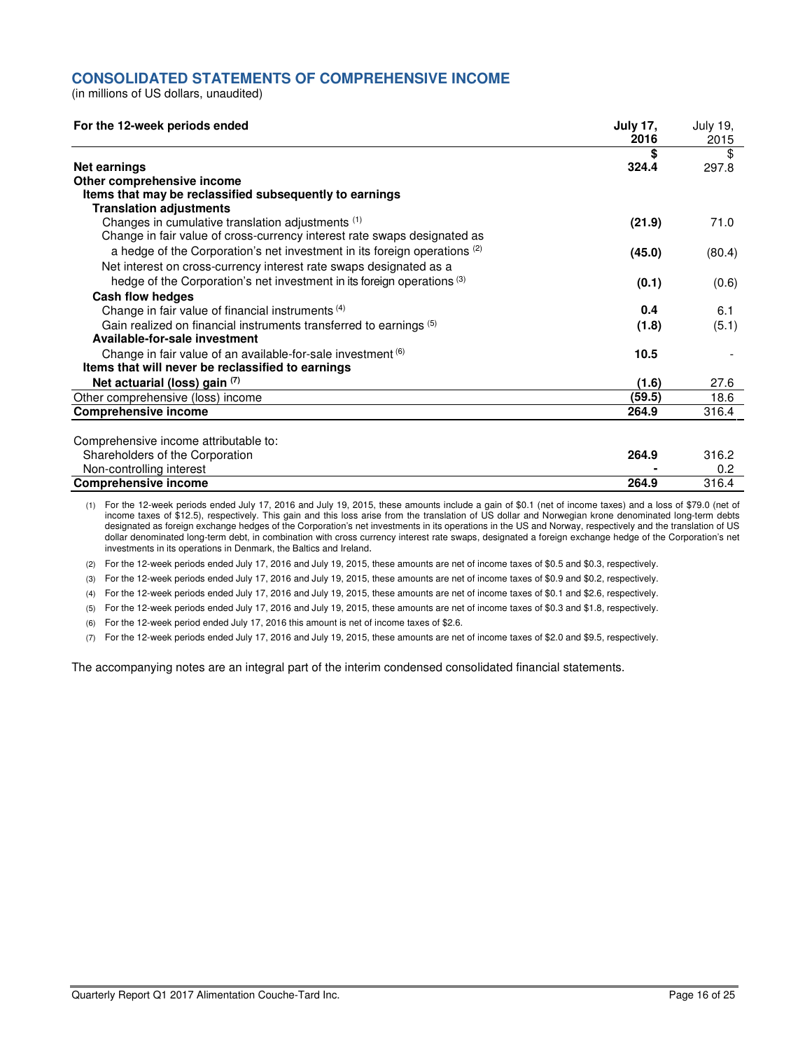## CONSOLIDATED STATEMENTS OF COMPREHENSIVE INCOME

(in millions of US dollars, unaudited)

| For the 12-week periods ended | July 17, 2016 | July 19, 2015 |
|---|---|---|
| | **$** | $ |
| **Net earnings** | **324.4** | 297.8 |
| **Other comprehensive income** | | |
| **Items that may be reclassified subsequently to earnings** | | |
| **Translation adjustments** | | |
| Changes in cumulative translation adjustments (1) | **(21.9)** | 71.0 |
| Change in fair value of cross-currency interest rate swaps designated as a hedge of the Corporation's net investment in its foreign operations (2) | **(45.0)** | (80.4) |
| Net interest on cross-currency interest rate swaps designated as a hedge of the Corporation's net investment in its foreign operations (3) | **(0.1)** | (0.6) |
| **Cash flow hedges** | | |
| Change in fair value of financial instruments (4) | **0.4** | 6.1 |
| Gain realized on financial instruments transferred to earnings (5) | **(1.8)** | (5.1) |
| **Available-for-sale investment** | | |
| Change in fair value of an available-for-sale investment (6) | **10.5** | - |
| **Items that will never be reclassified to earnings** | | |
| **Net actuarial (loss) gain (7)** | **(1.6)** | 27.6 |
| Other comprehensive (loss) income | **(59.5)** | 18.6 |
| **Comprehensive income** | **264.9** | 316.4 |
| | | |
| Comprehensive income attributable to: | | |
| Shareholders of the Corporation | **264.9** | 316.2 |
| Non-controlling interest | **-** | 0.2 |
| **Comprehensive income** | **264.9** | 316.4 |

(1) For the 12-week periods ended July 17, 2016 and July 19, 2015, these amounts include a gain of $0.1 (net of income taxes) and a loss of $79.0 (net of income taxes of $12.5), respectively. This gain and this loss arise from the translation of US dollar and Norwegian krone denominated long-term debts designated as foreign exchange hedges of the Corporation's net investments in its operations in the US and Norway, respectively and the translation of US dollar denominated long-term debt, in combination with cross currency interest rate swaps, designated a foreign exchange hedge of the Corporation's net investments in its operations in Denmark, the Baltics and Ireland.

(2) For the 12-week periods ended July 17, 2016 and July 19, 2015, these amounts are net of income taxes of $0.5 and $0.3, respectively.

(3) For the 12-week periods ended July 17, 2016 and July 19, 2015, these amounts are net of income taxes of $0.9 and $0.2, respectively.

(4) For the 12-week periods ended July 17, 2016 and July 19, 2015, these amounts are net of income taxes of $0.1 and $2.6, respectively.

(5) For the 12-week periods ended July 17, 2016 and July 19, 2015, these amounts are net of income taxes of $0.3 and $1.8, respectively.

(6) For the 12-week period ended July 17, 2016 this amount is net of income taxes of $2.6.

(7) For the 12-week periods ended July 17, 2016 and July 19, 2015, these amounts are net of income taxes of $2.0 and $9.5, respectively.

The accompanying notes are an integral part of the interim condensed consolidated financial statements.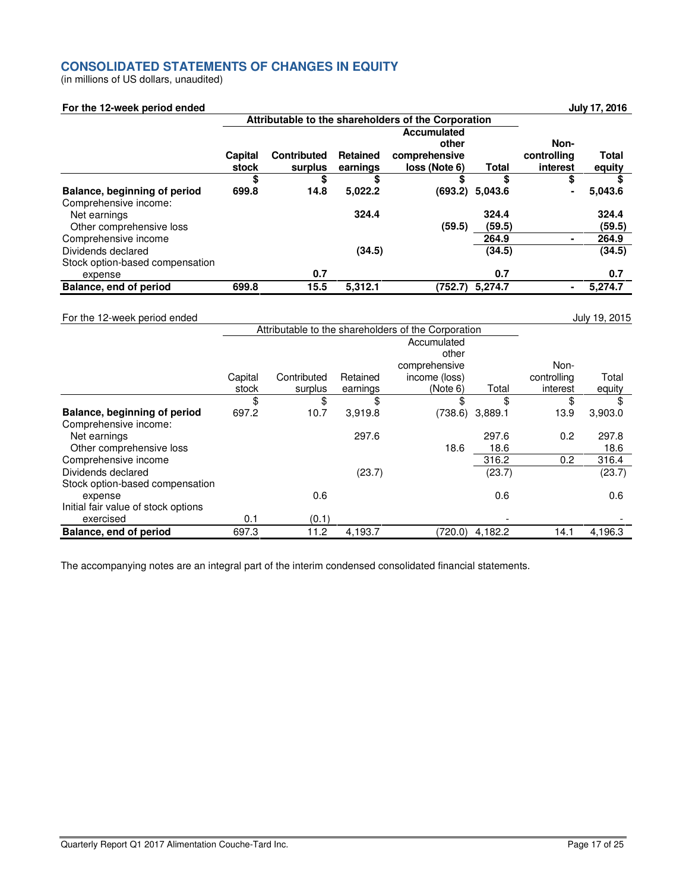## CONSOLIDATED STATEMENTS OF CHANGES IN EQUITY

(in millions of US dollars, unaudited)

**For the 12-week period ended July 17, 2016**

| | Attributable to the shareholders of the Corporation | | | | | | |
|---|---|---|---|---|---|---|---|
| | **Capital stock** | **Contributed surplus** | **Retained earnings** | **Accumulated other comprehensive loss (Note 6)** | **Total** | **Non-controlling interest** | **Total equity** |
| | **$** | **$** | **$** | **$** | **$** | **$** | **$** |
| **Balance, beginning of period** | **699.8** | **14.8** | **5,022.2** | **(693.2)** | **5,043.6** | **-** | **5,043.6** |
| Comprehensive income: | | | | | | | |
| Net earnings | | | **324.4** | | **324.4** | | **324.4** |
| Other comprehensive loss | | | | **(59.5)** | **(59.5)** | | **(59.5)** |
| Comprehensive income | | | | | **264.9** | **-** | **264.9** |
| Dividends declared | | | **(34.5)** | | **(34.5)** | | **(34.5)** |
| Stock option-based compensation expense | | **0.7** | | | **0.7** | | **0.7** |
| **Balance, end of period** | **699.8** | **15.5** | **5,312.1** | **(752.7)** | **5,274.7** | **-** | **5,274.7** |

For the 12-week period ended July 19, 2015

| | Attributable to the shareholders of the Corporation | | | | | | |
|---|---|---|---|---|---|---|---|
| | Capital stock | Contributed surplus | Retained earnings | Accumulated other comprehensive income (loss) (Note 6) | Total | Non-controlling interest | Total equity |
| | $ | $ | $ | $ | $ | $ | $ |
| **Balance, beginning of period** | 697.2 | 10.7 | 3,919.8 | (738.6) | 3,889.1 | 13.9 | 3,903.0 |
| Comprehensive income: | | | | | | | |
| Net earnings | | | 297.6 | | 297.6 | 0.2 | 297.8 |
| Other comprehensive loss | | | | 18.6 | 18.6 | | 18.6 |
| Comprehensive income | | | | | 316.2 | 0.2 | 316.4 |
| Dividends declared | | | (23.7) | | (23.7) | | (23.7) |
| Stock option-based compensation expense | | 0.6 | | | 0.6 | | 0.6 |
| Initial fair value of stock options exercised | 0.1 | (0.1) | | | - | | - |
| **Balance, end of period** | 697.3 | 11.2 | 4,193.7 | (720.0) | 4,182.2 | 14.1 | 4,196.3 |

The accompanying notes are an integral part of the interim condensed consolidated financial statements.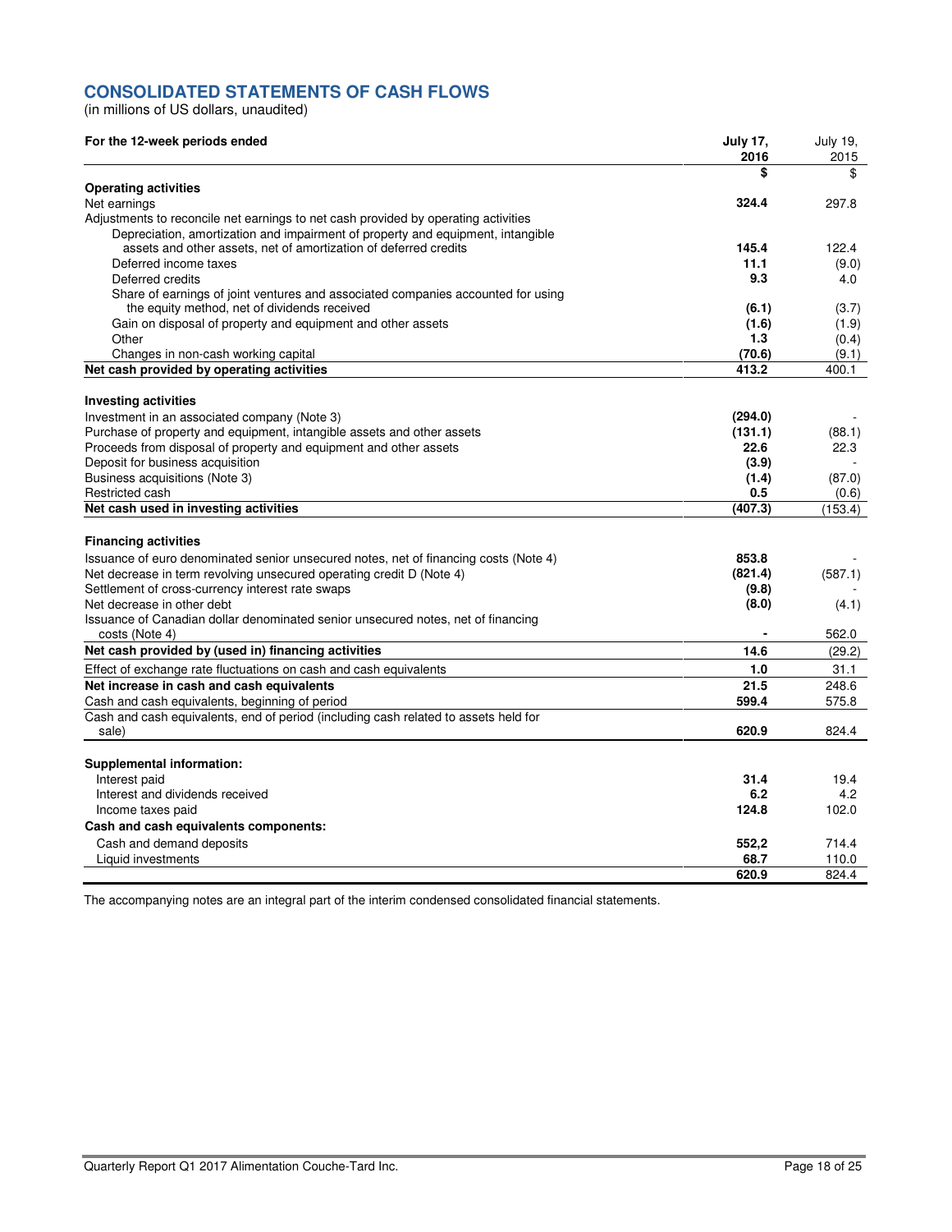## CONSOLIDATED STATEMENTS OF CASH FLOWS

(in millions of US dollars, unaudited)

| For the 12-week periods ended | July 17, 2016 | July 19, 2015 |
|---|---|---|
| | **$** | $ |
| **Operating activities** | | |
| Net earnings | **324.4** | 297.8 |
| Adjustments to reconcile net earnings to net cash provided by operating activities | | |
| Depreciation, amortization and impairment of property and equipment, intangible assets and other assets, net of amortization of deferred credits | **145.4** | 122.4 |
| Deferred income taxes | **11.1** | (9.0) |
| Deferred credits | **9.3** | 4.0 |
| Share of earnings of joint ventures and associated companies accounted for using the equity method, net of dividends received | **(6.1)** | (3.7) |
| Gain on disposal of property and equipment and other assets | **(1.6)** | (1.9) |
| Other | **1.3** | (0.4) |
| Changes in non-cash working capital | **(70.6)** | (9.1) |
| **Net cash provided by operating activities** | **413.2** | 400.1 |
| **Investing activities** | | |
| Investment in an associated company (Note 3) | **(294.0)** | - |
| Purchase of property and equipment, intangible assets and other assets | **(131.1)** | (88.1) |
| Proceeds from disposal of property and equipment and other assets | **22.6** | 22.3 |
| Deposit for business acquisition | **(3.9)** | - |
| Business acquisitions (Note 3) | **(1.4)** | (87.0) |
| Restricted cash | **0.5** | (0.6) |
| **Net cash used in investing activities** | **(407.3)** | (153.4) |
| **Financing activities** | | |
| Issuance of euro denominated senior unsecured notes, net of financing costs (Note 4) | **853.8** | - |
| Net decrease in term revolving unsecured operating credit D (Note 4) | **(821.4)** | (587.1) |
| Settlement of cross-currency interest rate swaps | **(9.8)** | - |
| Net decrease in other debt | **(8.0)** | (4.1) |
| Issuance of Canadian dollar denominated senior unsecured notes, net of financing costs (Note 4) | **-** | 562.0 |
| **Net cash provided by (used in) financing activities** | **14.6** | (29.2) |
| Effect of exchange rate fluctuations on cash and cash equivalents | **1.0** | 31.1 |
| **Net increase in cash and cash equivalents** | **21.5** | 248.6 |
| Cash and cash equivalents, beginning of period | **599.4** | 575.8 |
| Cash and cash equivalents, end of period (including cash related to assets held for sale) | **620.9** | 824.4 |
| **Supplemental information:** | | |
| Interest paid | **31.4** | 19.4 |
| Interest and dividends received | **6.2** | 4.2 |
| Income taxes paid | **124.8** | 102.0 |
| **Cash and cash equivalents components:** | | |
| Cash and demand deposits | **552,2** | 714.4 |
| Liquid investments | **68.7** | 110.0 |
| | **620.9** | 824.4 |

The accompanying notes are an integral part of the interim condensed consolidated financial statements.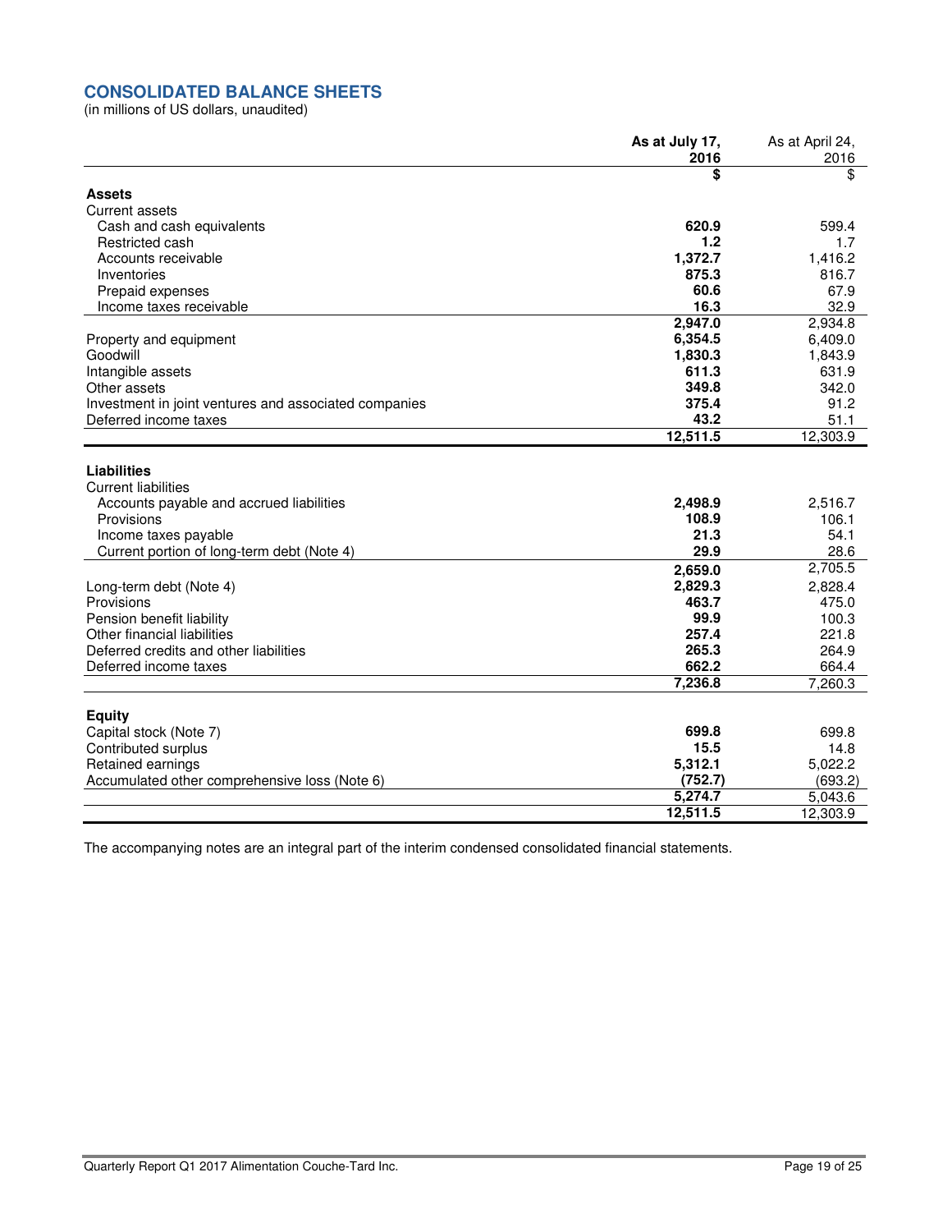## CONSOLIDATED BALANCE SHEETS

(in millions of US dollars, unaudited)

| | **As at July 17, 2016** | As at April 24, 2016 |
|---|---|---|
| | **$** | $ |
| **Assets** | | |
| Current assets | | |
| Cash and cash equivalents | **620.9** | 599.4 |
| Restricted cash | **1.2** | 1.7 |
| Accounts receivable | **1,372.7** | 1,416.2 |
| Inventories | **875.3** | 816.7 |
| Prepaid expenses | **60.6** | 67.9 |
| Income taxes receivable | **16.3** | 32.9 |
| | **2,947.0** | 2,934.8 |
| Property and equipment | **6,354.5** | 6,409.0 |
| Goodwill | **1,830.3** | 1,843.9 |
| Intangible assets | **611.3** | 631.9 |
| Other assets | **349.8** | 342.0 |
| Investment in joint ventures and associated companies | **375.4** | 91.2 |
| Deferred income taxes | **43.2** | 51.1 |
| | **12,511.5** | 12,303.9 |
| **Liabilities** | | |
| Current liabilities | | |
| Accounts payable and accrued liabilities | **2,498.9** | 2,516.7 |
| Provisions | **108.9** | 106.1 |
| Income taxes payable | **21.3** | 54.1 |
| Current portion of long-term debt (Note 4) | **29.9** | 28.6 |
| | **2,659.0** | 2,705.5 |
| Long-term debt (Note 4) | **2,829.3** | 2,828.4 |
| Provisions | **463.7** | 475.0 |
| Pension benefit liability | **99.9** | 100.3 |
| Other financial liabilities | **257.4** | 221.8 |
| Deferred credits and other liabilities | **265.3** | 264.9 |
| Deferred income taxes | **662.2** | 664.4 |
| | **7,236.8** | 7,260.3 |
| **Equity** | | |
| Capital stock (Note 7) | **699.8** | 699.8 |
| Contributed surplus | **15.5** | 14.8 |
| Retained earnings | **5,312.1** | 5,022.2 |
| Accumulated other comprehensive loss (Note 6) | **(752.7)** | (693.2) |
| | **5,274.7** | 5,043.6 |
| | **12,511.5** | 12,303.9 |

The accompanying notes are an integral part of the interim condensed consolidated financial statements.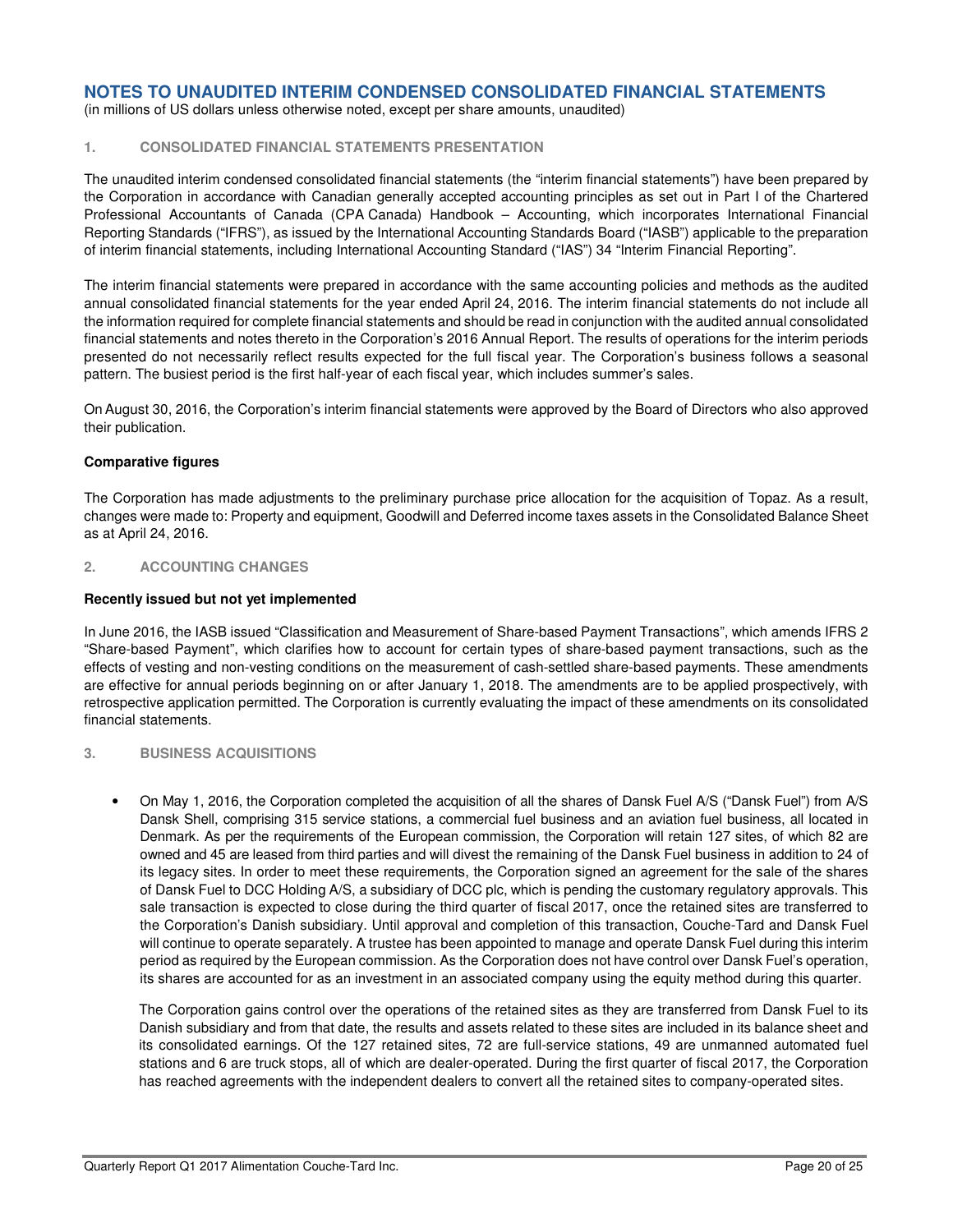# NOTES TO UNAUDITED INTERIM CONDENSED CONSOLIDATED FINANCIAL STATEMENTS

(in millions of US dollars unless otherwise noted, except per share amounts, unaudited)

## 1. CONSOLIDATED FINANCIAL STATEMENTS PRESENTATION

The unaudited interim condensed consolidated financial statements (the "interim financial statements") have been prepared by the Corporation in accordance with Canadian generally accepted accounting principles as set out in Part I of the Chartered Professional Accountants of Canada (CPA Canada) Handbook – Accounting, which incorporates International Financial Reporting Standards ("IFRS"), as issued by the International Accounting Standards Board ("IASB") applicable to the preparation of interim financial statements, including International Accounting Standard ("IAS") 34 "Interim Financial Reporting".

The interim financial statements were prepared in accordance with the same accounting policies and methods as the audited annual consolidated financial statements for the year ended April 24, 2016. The interim financial statements do not include all the information required for complete financial statements and should be read in conjunction with the audited annual consolidated financial statements and notes thereto in the Corporation's 2016 Annual Report. The results of operations for the interim periods presented do not necessarily reflect results expected for the full fiscal year. The Corporation's business follows a seasonal pattern. The busiest period is the first half-year of each fiscal year, which includes summer's sales.

On August 30, 2016, the Corporation's interim financial statements were approved by the Board of Directors who also approved their publication.

**Comparative figures**

The Corporation has made adjustments to the preliminary purchase price allocation for the acquisition of Topaz. As a result, changes were made to: Property and equipment, Goodwill and Deferred income taxes assets in the Consolidated Balance Sheet as at April 24, 2016.

## 2. ACCOUNTING CHANGES

**Recently issued but not yet implemented**

In June 2016, the IASB issued "Classification and Measurement of Share-based Payment Transactions", which amends IFRS 2 "Share-based Payment", which clarifies how to account for certain types of share-based payment transactions, such as the effects of vesting and non-vesting conditions on the measurement of cash-settled share-based payments. These amendments are effective for annual periods beginning on or after January 1, 2018. The amendments are to be applied prospectively, with retrospective application permitted. The Corporation is currently evaluating the impact of these amendments on its consolidated financial statements.

## 3. BUSINESS ACQUISITIONS

- On May 1, 2016, the Corporation completed the acquisition of all the shares of Dansk Fuel A/S ("Dansk Fuel") from A/S Dansk Shell, comprising 315 service stations, a commercial fuel business and an aviation fuel business, all located in Denmark. As per the requirements of the European commission, the Corporation will retain 127 sites, of which 82 are owned and 45 are leased from third parties and will divest the remaining of the Dansk Fuel business in addition to 24 of its legacy sites. In order to meet these requirements, the Corporation signed an agreement for the sale of the shares of Dansk Fuel to DCC Holding A/S, a subsidiary of DCC plc, which is pending the customary regulatory approvals. This sale transaction is expected to close during the third quarter of fiscal 2017, once the retained sites are transferred to the Corporation's Danish subsidiary. Until approval and completion of this transaction, Couche-Tard and Dansk Fuel will continue to operate separately. A trustee has been appointed to manage and operate Dansk Fuel during this interim period as required by the European commission. As the Corporation does not have control over Dansk Fuel's operation, its shares are accounted for as an investment in an associated company using the equity method during this quarter.

  The Corporation gains control over the operations of the retained sites as they are transferred from Dansk Fuel to its Danish subsidiary and from that date, the results and assets related to these sites are included in its balance sheet and its consolidated earnings. Of the 127 retained sites, 72 are full-service stations, 49 are unmanned automated fuel stations and 6 are truck stops, all of which are dealer-operated. During the first quarter of fiscal 2017, the Corporation has reached agreements with the independent dealers to convert all the retained sites to company-operated sites.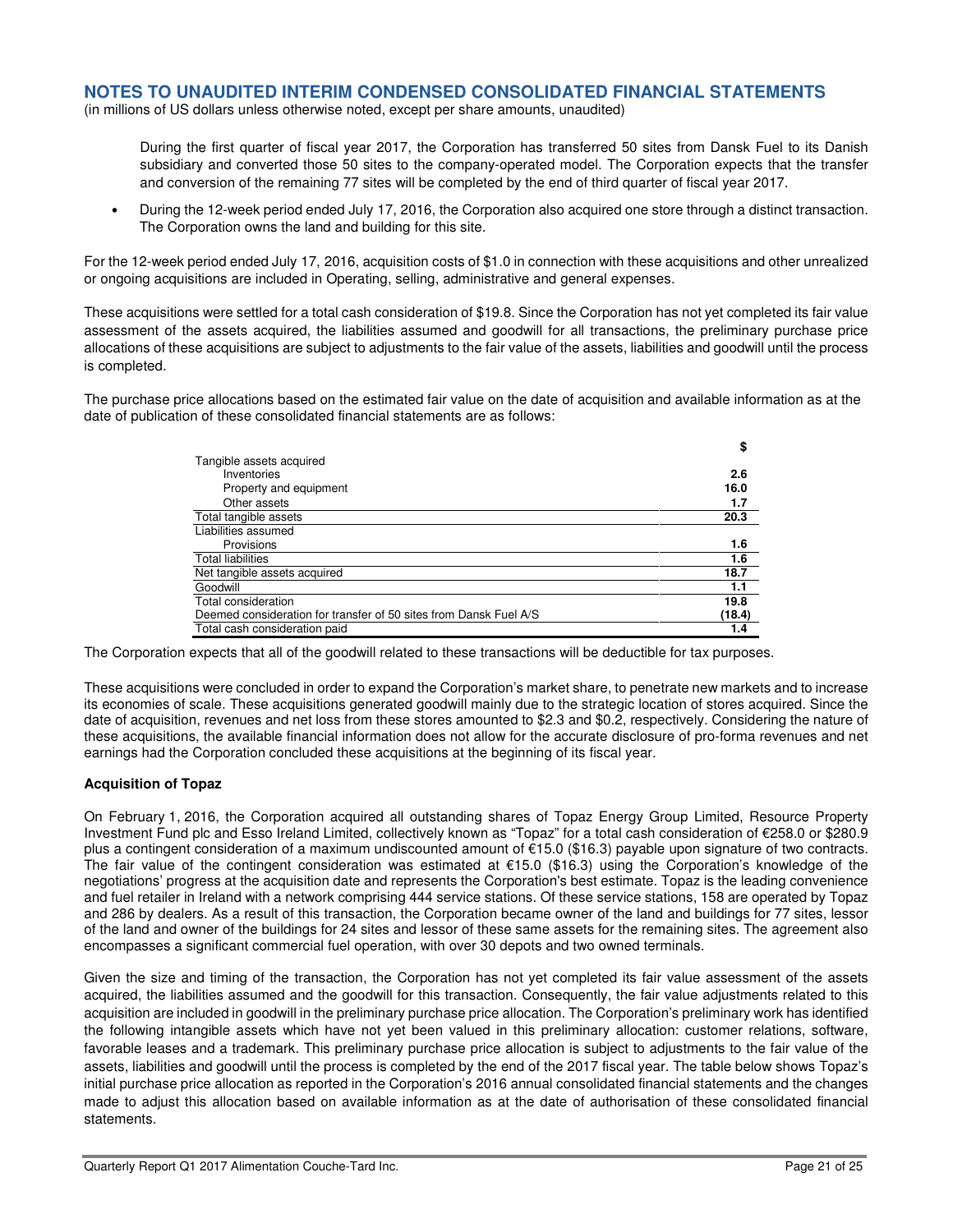During the first quarter of fiscal year 2017, the Corporation has transferred 50 sites from Dansk Fuel to its Danish subsidiary and converted those 50 sites to the company-operated model. The Corporation expects that the transfer and conversion of the remaining 77 sites will be completed by the end of third quarter of fiscal year 2017.

- During the 12-week period ended July 17, 2016, the Corporation also acquired one store through a distinct transaction. The Corporation owns the land and building for this site.

For the 12-week period ended July 17, 2016, acquisition costs of $1.0 in connection with these acquisitions and other unrealized or ongoing acquisitions are included in Operating, selling, administrative and general expenses.

These acquisitions were settled for a total cash consideration of $19.8. Since the Corporation has not yet completed its fair value assessment of the assets acquired, the liabilities assumed and goodwill for all transactions, the preliminary purchase price allocations of these acquisitions are subject to adjustments to the fair value of the assets, liabilities and goodwill until the process is completed.

The purchase price allocations based on the estimated fair value on the date of acquisition and available information as at the date of publication of these consolidated financial statements are as follows:

| | $ |
|---|---|
| Tangible assets acquired | |
| Inventories | **2.6** |
| Property and equipment | **16.0** |
| Other assets | **1.7** |
| Total tangible assets | **20.3** |
| Liabilities assumed | |
| Provisions | **1.6** |
| Total liabilities | **1.6** |
| Net tangible assets acquired | **18.7** |
| Goodwill | **1.1** |
| Total consideration | **19.8** |
| Deemed consideration for transfer of 50 sites from Dansk Fuel A/S | **(18.4)** |
| Total cash consideration paid | **1.4** |

The Corporation expects that all of the goodwill related to these transactions will be deductible for tax purposes.

These acquisitions were concluded in order to expand the Corporation's market share, to penetrate new markets and to increase its economies of scale. These acquisitions generated goodwill mainly due to the strategic location of stores acquired. Since the date of acquisition, revenues and net loss from these stores amounted to $2.3 and $0.2, respectively. Considering the nature of these acquisitions, the available financial information does not allow for the accurate disclosure of pro-forma revenues and net earnings had the Corporation concluded these acquisitions at the beginning of its fiscal year.

**Acquisition of Topaz**

On February 1, 2016, the Corporation acquired all outstanding shares of Topaz Energy Group Limited, Resource Property Investment Fund plc and Esso Ireland Limited, collectively known as "Topaz" for a total cash consideration of €258.0 or $280.9 plus a contingent consideration of a maximum undiscounted amount of €15.0 ($16.3) payable upon signature of two contracts. The fair value of the contingent consideration was estimated at €15.0 ($16.3) using the Corporation's knowledge of the negotiations' progress at the acquisition date and represents the Corporation's best estimate. Topaz is the leading convenience and fuel retailer in Ireland with a network comprising 444 service stations. Of these service stations, 158 are operated by Topaz and 286 by dealers. As a result of this transaction, the Corporation became owner of the land and buildings for 77 sites, lessor of the land and owner of the buildings for 24 sites and lessor of these same assets for the remaining sites. The agreement also encompasses a significant commercial fuel operation, with over 30 depots and two owned terminals.

Given the size and timing of the transaction, the Corporation has not yet completed its fair value assessment of the assets acquired, the liabilities assumed and the goodwill for this transaction. Consequently, the fair value adjustments related to this acquisition are included in goodwill in the preliminary purchase price allocation. The Corporation's preliminary work has identified the following intangible assets which have not yet been valued in this preliminary allocation: customer relations, software, favorable leases and a trademark. This preliminary purchase price allocation is subject to adjustments to the fair value of the assets, liabilities and goodwill until the process is completed by the end of the 2017 fiscal year. The table below shows Topaz's initial purchase price allocation as reported in the Corporation's 2016 annual consolidated financial statements and the changes made to adjust this allocation based on available information as at the date of authorisation of these consolidated financial statements.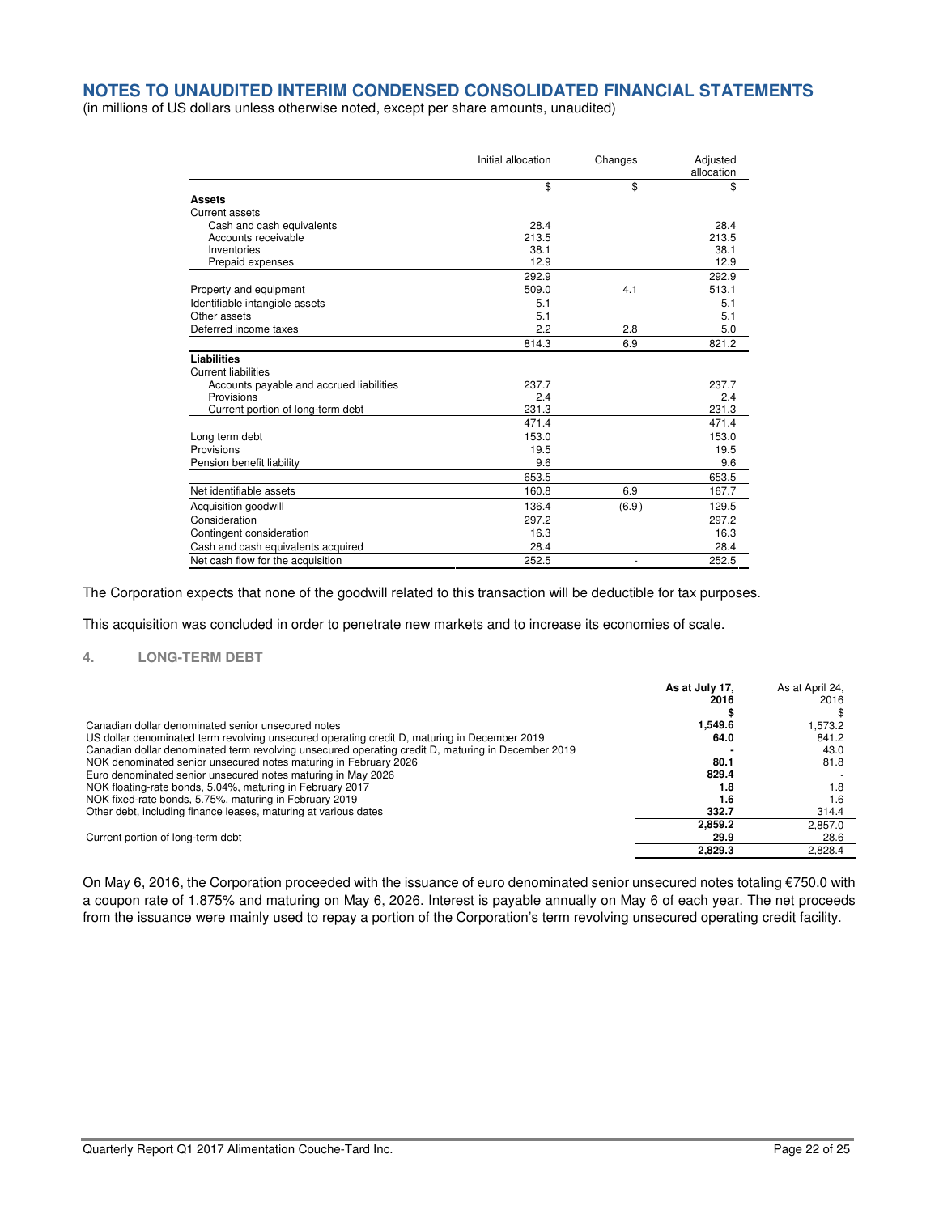## NOTES TO UNAUDITED INTERIM CONDENSED CONSOLIDATED FINANCIAL STATEMENTS

(in millions of US dollars unless otherwise noted, except per share amounts, unaudited)

| | Initial allocation | Changes | Adjusted allocation |
|---|---|---|---|
| | $ | $ | $ |
| **Assets** | | | |
| Current assets | | | |
| Cash and cash equivalents | 28.4 | | 28.4 |
| Accounts receivable | 213.5 | | 213.5 |
| Inventories | 38.1 | | 38.1 |
| Prepaid expenses | 12.9 | | 12.9 |
| | 292.9 | | 292.9 |
| Property and equipment | 509.0 | 4.1 | 513.1 |
| Identifiable intangible assets | 5.1 | | 5.1 |
| Other assets | 5.1 | | 5.1 |
| Deferred income taxes | 2.2 | 2.8 | 5.0 |
| | 814.3 | 6.9 | 821.2 |
| **Liabilities** | | | |
| Current liabilities | | | |
| Accounts payable and accrued liabilities | 237.7 | | 237.7 |
| Provisions | 2.4 | | 2.4 |
| Current portion of long-term debt | 231.3 | | 231.3 |
| | 471.4 | | 471.4 |
| Long term debt | 153.0 | | 153.0 |
| Provisions | 19.5 | | 19.5 |
| Pension benefit liability | 9.6 | | 9.6 |
| | 653.5 | | 653.5 |
| Net identifiable assets | 160.8 | 6.9 | 167.7 |
| Acquisition goodwill | 136.4 | (6.9) | 129.5 |
| Consideration | 297.2 | | 297.2 |
| Contingent consideration | 16.3 | | 16.3 |
| Cash and cash equivalents acquired | 28.4 | | 28.4 |
| Net cash flow for the acquisition | 252.5 | - | 252.5 |

The Corporation expects that none of the goodwill related to this transaction will be deductible for tax purposes.

This acquisition was concluded in order to penetrate new markets and to increase its economies of scale.

### 4. LONG-TERM DEBT

| | **As at July 17, 2016** | As at April 24, 2016 |
|---|---|---|
| | **$** | $ |
| Canadian dollar denominated senior unsecured notes | **1,549.6** | 1,573.2 |
| US dollar denominated term revolving unsecured operating credit D, maturing in December 2019 | **64.0** | 841.2 |
| Canadian dollar denominated term revolving unsecured operating credit D, maturing in December 2019 | **-** | 43.0 |
| NOK denominated senior unsecured notes maturing in February 2026 | **80.1** | 81.8 |
| Euro denominated senior unsecured notes maturing in May 2026 | **829.4** | - |
| NOK floating-rate bonds, 5.04%, maturing in February 2017 | **1.8** | 1.8 |
| NOK fixed-rate bonds, 5.75%, maturing in February 2019 | **1.6** | 1.6 |
| Other debt, including finance leases, maturing at various dates | **332.7** | 314.4 |
| | **2,859.2** | 2,857.0 |
| Current portion of long-term debt | **29.9** | 28.6 |
| | **2,829.3** | 2,828.4 |

On May 6, 2016, the Corporation proceeded with the issuance of euro denominated senior unsecured notes totaling €750.0 with a coupon rate of 1.875% and maturing on May 6, 2026. Interest is payable annually on May 6 of each year. The net proceeds from the issuance were mainly used to repay a portion of the Corporation's term revolving unsecured operating credit facility.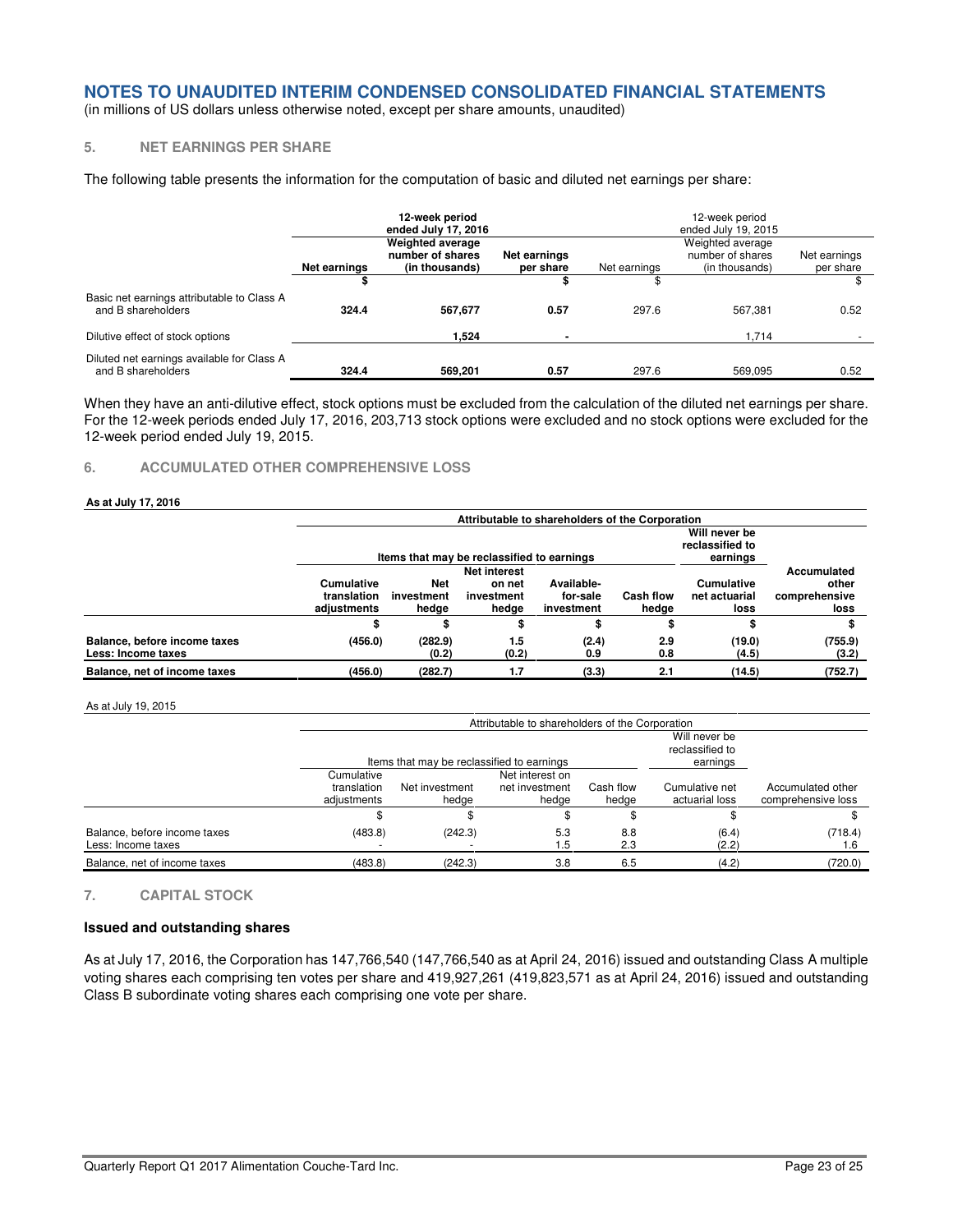# NOTES TO UNAUDITED INTERIM CONDENSED CONSOLIDATED FINANCIAL STATEMENTS

(in millions of US dollars unless otherwise noted, except per share amounts, unaudited)

## 5. NET EARNINGS PER SHARE

The following table presents the information for the computation of basic and diluted net earnings per share:

| | 12-week period ended July 17, 2016 | | | 12-week period ended July 19, 2015 | | |
|---|---|---|---|---|---|---|
| | Net earnings | Weighted average number of shares (in thousands) | Net earnings per share | Net earnings | Weighted average number of shares (in thousands) | Net earnings per share |
| | $ | | $ | $ | | $ |
| Basic net earnings attributable to Class A and B shareholders | 324.4 | 567,677 | 0.57 | 297.6 | 567,381 | 0.52 |
| Dilutive effect of stock options | | 1,524 | - | | 1,714 | - |
| Diluted net earnings available for Class A and B shareholders | 324.4 | 569,201 | 0.57 | 297.6 | 569,095 | 0.52 |

When they have an anti-dilutive effect, stock options must be excluded from the calculation of the diluted net earnings per share. For the 12-week periods ended July 17, 2016, 203,713 stock options were excluded and no stock options were excluded for the 12-week period ended July 19, 2015.

## 6. ACCUMULATED OTHER COMPREHENSIVE LOSS

**As at July 17, 2016**

| | Attributable to shareholders of the Corporation | | | | | | |
|---|---|---|---|---|---|---|---|
| | Items that may be reclassified to earnings | | | | | Will never be reclassified to earnings | |
| | Cumulative translation adjustments | Net investment hedge | Net interest on net investment hedge | Available-for-sale investment | Cash flow hedge | Cumulative net actuarial loss | Accumulated other comprehensive loss |
| | $ | $ | $ | $ | $ | $ | $ |
| **Balance, before income taxes** | (456.0) | (282.9) | 1.5 | (2.4) | 2.9 | (19.0) | (755.9) |
| **Less: Income taxes** | | (0.2) | (0.2) | 0.9 | 0.8 | (4.5) | (3.2) |
| **Balance, net of income taxes** | (456.0) | (282.7) | 1.7 | (3.3) | 2.1 | (14.5) | (752.7) |

As at July 19, 2015

| | Attributable to shareholders of the Corporation | | | | | |
|---|---|---|---|---|---|---|
| | Items that may be reclassified to earnings | | | | Will never be reclassified to earnings | |
| | Cumulative translation adjustments | Net investment hedge | Net interest on net investment hedge | Cash flow hedge | Cumulative net actuarial loss | Accumulated other comprehensive loss |
| | $ | $ | $ | $ | $ | $ |
| Balance, before income taxes | (483.8) | (242.3) | 5.3 | 8.8 | (6.4) | (718.4) |
| Less: Income taxes | - | - | 1.5 | 2.3 | (2.2) | 1.6 |
| Balance, net of income taxes | (483.8) | (242.3) | 3.8 | 6.5 | (4.2) | (720.0) |

## 7. CAPITAL STOCK

### Issued and outstanding shares

As at July 17, 2016, the Corporation has 147,766,540 (147,766,540 as at April 24, 2016) issued and outstanding Class A multiple voting shares each comprising ten votes per share and 419,927,261 (419,823,571 as at April 24, 2016) issued and outstanding Class B subordinate voting shares each comprising one vote per share.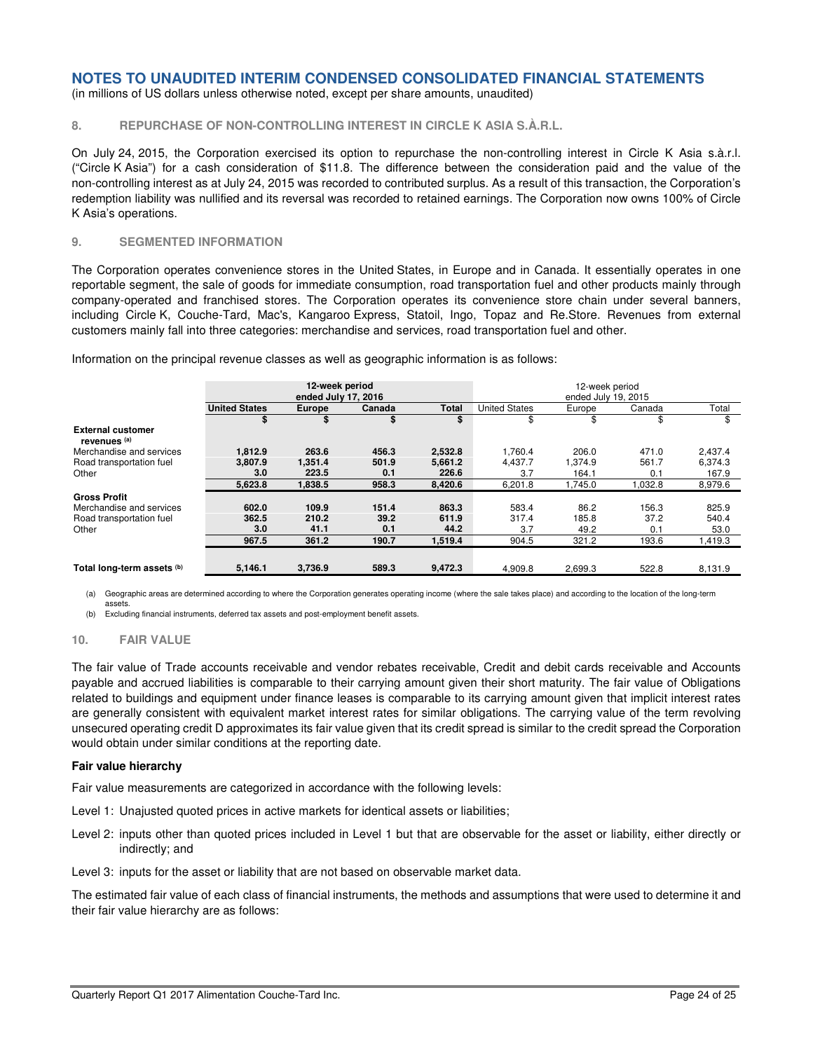# NOTES TO UNAUDITED INTERIM CONDENSED CONSOLIDATED FINANCIAL STATEMENTS

(in millions of US dollars unless otherwise noted, except per share amounts, unaudited)

## 8. REPURCHASE OF NON-CONTROLLING INTEREST IN CIRCLE K ASIA S.À.R.L.

On July 24, 2015, the Corporation exercised its option to repurchase the non-controlling interest in Circle K Asia s.à.r.l. ("Circle K Asia") for a cash consideration of $11.8. The difference between the consideration paid and the value of the non-controlling interest as at July 24, 2015 was recorded to contributed surplus. As a result of this transaction, the Corporation's redemption liability was nullified and its reversal was recorded to retained earnings. The Corporation now owns 100% of Circle K Asia's operations.

## 9. SEGMENTED INFORMATION

The Corporation operates convenience stores in the United States, in Europe and in Canada. It essentially operates in one reportable segment, the sale of goods for immediate consumption, road transportation fuel and other products mainly through company-operated and franchised stores. The Corporation operates its convenience store chain under several banners, including Circle K, Couche-Tard, Mac's, Kangaroo Express, Statoil, Ingo, Topaz and Re.Store. Revenues from external customers mainly fall into three categories: merchandise and services, road transportation fuel and other.

Information on the principal revenue classes as well as geographic information is as follows:

| | **12-week period ended July 17, 2016** | | | | 12-week period ended July 19, 2015 | | | |
|---|---|---|---|---|---|---|---|---|
| | **United States** | **Europe** | **Canada** | **Total** | United States | Europe | Canada | Total |
| | **$** | **$** | **$** | **$** | $ | $ | $ | $ |
| **External customer revenues [(a)]** | | | | | | | | |
| Merchandise and services | **1,812.9** | **263.6** | **456.3** | **2,532.8** | 1,760.4 | 206.0 | 471.0 | 2,437.4 |
| Road transportation fuel | **3,807.9** | **1,351.4** | **501.9** | **5,661.2** | 4,437.7 | 1,374.9 | 561.7 | 6,374.3 |
| Other | **3.0** | **223.5** | **0.1** | **226.6** | 3.7 | 164.1 | 0.1 | 167.9 |
| | **5,623.8** | **1,838.5** | **958.3** | **8,420.6** | 6,201.8 | 1,745.0 | 1,032.8 | 8,979.6 |
| **Gross Profit** | | | | | | | | |
| Merchandise and services | **602.0** | **109.9** | **151.4** | **863.3** | 583.4 | 86.2 | 156.3 | 825.9 |
| Road transportation fuel | **362.5** | **210.2** | **39.2** | **611.9** | 317.4 | 185.8 | 37.2 | 540.4 |
| Other | **3.0** | **41.1** | **0.1** | **44.2** | 3.7 | 49.2 | 0.1 | 53.0 |
| | **967.5** | **361.2** | **190.7** | **1,519.4** | 904.5 | 321.2 | 193.6 | 1,419.3 |
| **Total long-term assets [(b)]** | **5,146.1** | **3,736.9** | **589.3** | **9,472.3** | 4,909.8 | 2,699.3 | 522.8 | 8,131.9 |

(a) Geographic areas are determined according to where the Corporation generates operating income (where the sale takes place) and according to the location of the long-term assets.

(b) Excluding financial instruments, deferred tax assets and post-employment benefit assets.

## 10. FAIR VALUE

The fair value of Trade accounts receivable and vendor rebates receivable, Credit and debit cards receivable and Accounts payable and accrued liabilities is comparable to their carrying amount given their short maturity. The fair value of Obligations related to buildings and equipment under finance leases is comparable to its carrying amount given that implicit interest rates are generally consistent with equivalent market interest rates for similar obligations. The carrying value of the term revolving unsecured operating credit D approximates its fair value given that its credit spread is similar to the credit spread the Corporation would obtain under similar conditions at the reporting date.

### Fair value hierarchy

Fair value measurements are categorized in accordance with the following levels:

Level 1: Unajusted quoted prices in active markets for identical assets or liabilities;

Level 2: inputs other than quoted prices included in Level 1 but that are observable for the asset or liability, either directly or indirectly; and

Level 3: inputs for the asset or liability that are not based on observable market data.

The estimated fair value of each class of financial instruments, the methods and assumptions that were used to determine it and their fair value hierarchy are as follows: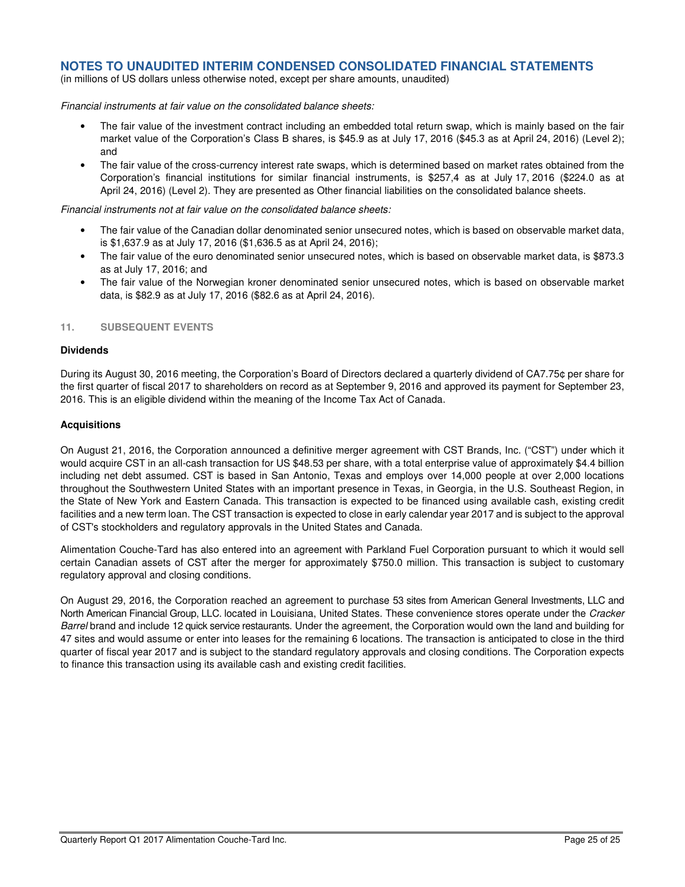# NOTES TO UNAUDITED INTERIM CONDENSED CONSOLIDATED FINANCIAL STATEMENTS

(in millions of US dollars unless otherwise noted, except per share amounts, unaudited)

*Financial instruments at fair value on the consolidated balance sheets:*

- The fair value of the investment contract including an embedded total return swap, which is mainly based on the fair market value of the Corporation's Class B shares, is $45.9 as at July 17, 2016 ($45.3 as at April 24, 2016) (Level 2); and
- The fair value of the cross-currency interest rate swaps, which is determined based on market rates obtained from the Corporation's financial institutions for similar financial instruments, is $257,4 as at July 17, 2016 ($224.0 as at April 24, 2016) (Level 2). They are presented as Other financial liabilities on the consolidated balance sheets.

*Financial instruments not at fair value on the consolidated balance sheets:*

- The fair value of the Canadian dollar denominated senior unsecured notes, which is based on observable market data, is $1,637.9 as at July 17, 2016 ($1,636.5 as at April 24, 2016);
- The fair value of the euro denominated senior unsecured notes, which is based on observable market data, is $873.3 as at July 17, 2016; and
- The fair value of the Norwegian kroner denominated senior unsecured notes, which is based on observable market data, is $82.9 as at July 17, 2016 ($82.6 as at April 24, 2016).

## 11. SUBSEQUENT EVENTS

### Dividends

During its August 30, 2016 meeting, the Corporation's Board of Directors declared a quarterly dividend of CA7.75¢ per share for the first quarter of fiscal 2017 to shareholders on record as at September 9, 2016 and approved its payment for September 23, 2016. This is an eligible dividend within the meaning of the Income Tax Act of Canada.

### Acquisitions

On August 21, 2016, the Corporation announced a definitive merger agreement with CST Brands, Inc. ("CST") under which it would acquire CST in an all-cash transaction for US $48.53 per share, with a total enterprise value of approximately $4.4 billion including net debt assumed. CST is based in San Antonio, Texas and employs over 14,000 people at over 2,000 locations throughout the Southwestern United States with an important presence in Texas, in Georgia, in the U.S. Southeast Region, in the State of New York and Eastern Canada. This transaction is expected to be financed using available cash, existing credit facilities and a new term loan. The CST transaction is expected to close in early calendar year 2017 and is subject to the approval of CST's stockholders and regulatory approvals in the United States and Canada.

Alimentation Couche-Tard has also entered into an agreement with Parkland Fuel Corporation pursuant to which it would sell certain Canadian assets of CST after the merger for approximately $750.0 million. This transaction is subject to customary regulatory approval and closing conditions.

On August 29, 2016, the Corporation reached an agreement to purchase 53 sites from American General Investments, LLC and North American Financial Group, LLC. located in Louisiana, United States. These convenience stores operate under the *Cracker Barrel* brand and include 12 quick service restaurants. Under the agreement, the Corporation would own the land and building for 47 sites and would assume or enter into leases for the remaining 6 locations. The transaction is anticipated to close in the third quarter of fiscal year 2017 and is subject to the standard regulatory approvals and closing conditions. The Corporation expects to finance this transaction using its available cash and existing credit facilities.